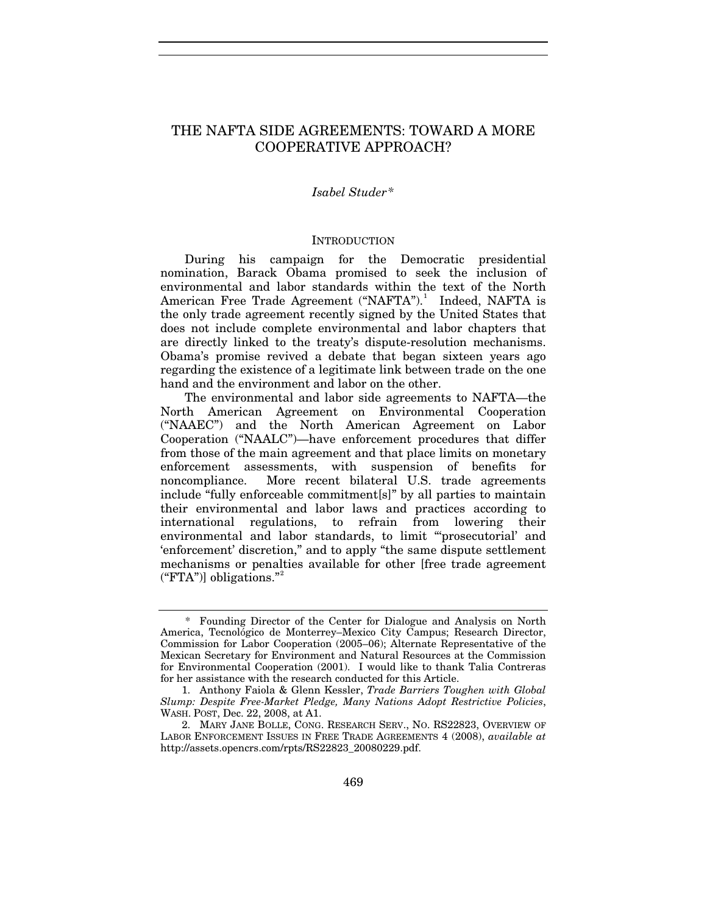# THE NAFTA SIDE AGREEMENTS: TOWARD A MORE COOPERATIVE APPROACH?

*Isabel Studer\**

## INTRODUCTION

During his campaign for the Democratic presidential nomination, Barack Obama promised to seek the inclusion of environmental and labor standards within the text of the North American Free Trade Agreement ("NAFTA").[1] Indeed, NAFTA is the only trade agreement recently signed by the United States that does not include complete environmental and labor chapters that are directly linked to the treaty's dispute-resolution mechanisms. Obama's promise revived a debate that began sixteen years ago regarding the existence of a legitimate link between trade on the one hand and the environment and labor on the other.

The environmental and labor side agreements to NAFTA—the North American Agreement on Environmental Cooperation ("NAAEC") and the North American Agreement on Labor Cooperation ("NAALC")—have enforcement procedures that differ from those of the main agreement and that place limits on monetary enforcement assessments, with suspension of benefits for noncompliance. More recent bilateral U.S. trade agreements include "fully enforceable commitment[s]" by all parties to maintain their environmental and labor laws and practices according to international regulations, to refrain from lowering their environmental and labor standards, to limit "'prosecutorial' and 'enforcement' discretion," and to apply "the same dispute settlement mechanisms or penalties available for other [free trade agreement ("FTA")] obligations."[2]

---

\* Founding Director of the Center for Dialogue and Analysis on North America, Tecnológico de Monterrey–Mexico City Campus; Research Director, Commission for Labor Cooperation (2005–06); Alternate Representative of the Mexican Secretary for Environment and Natural Resources at the Commission for Environmental Cooperation (2001). I would like to thank Talia Contreras for her assistance with the research conducted for this Article.

1. Anthony Faiola & Glenn Kessler, *Trade Barriers Toughen with Global Slump: Despite Free-Market Pledge, Many Nations Adopt Restrictive Policies*, WASH. POST, Dec. 22, 2008, at A1.

2. MARY JANE BOLLE, CONG. RESEARCH SERV., NO. RS22823, OVERVIEW OF LABOR ENFORCEMENT ISSUES IN FREE TRADE AGREEMENTS 4 (2008), *available at* http://assets.opencrs.com/rpts/RS22823_20080229.pdf.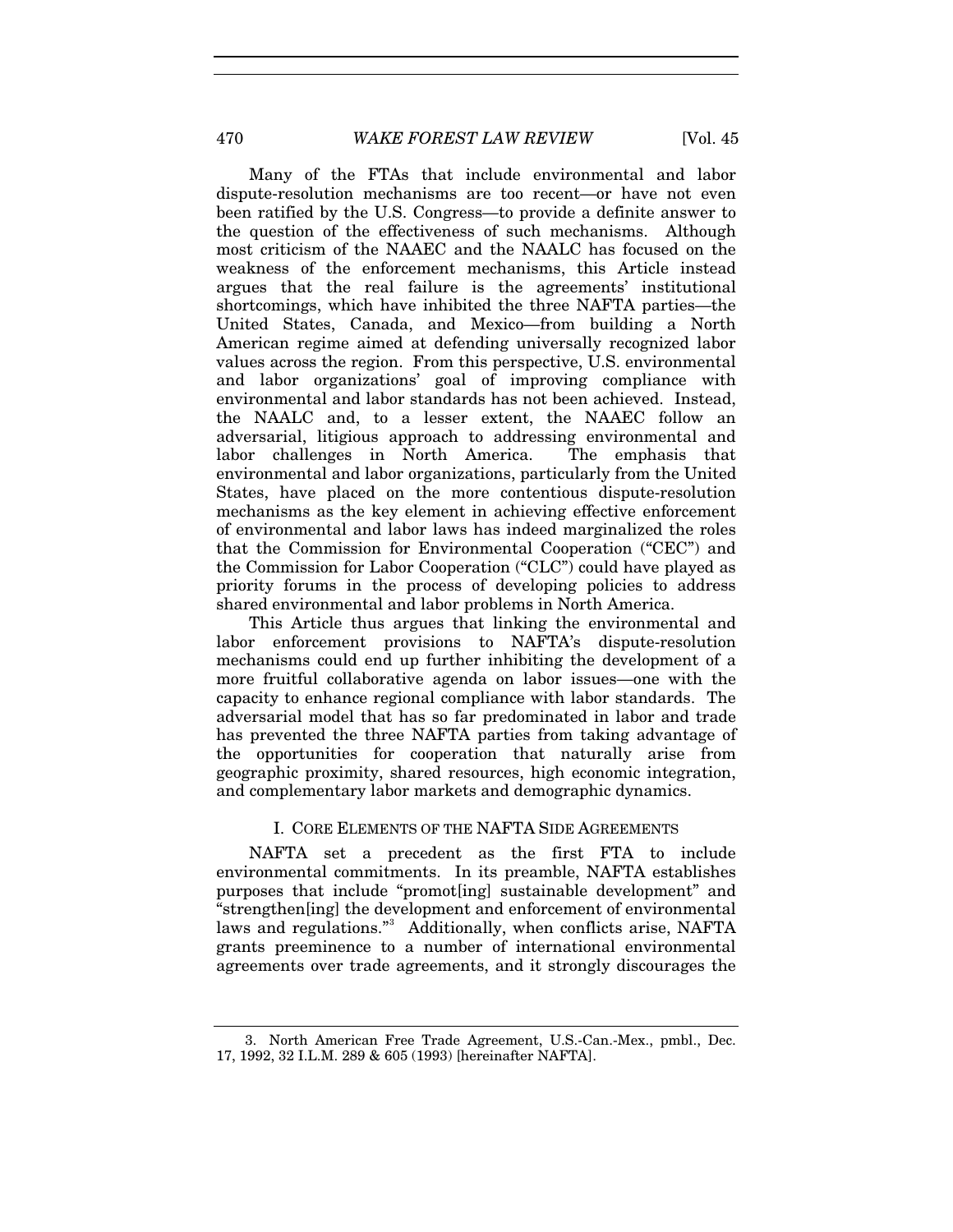Many of the FTAs that include environmental and labor dispute-resolution mechanisms are too recent—or have not even been ratified by the U.S. Congress—to provide a definite answer to the question of the effectiveness of such mechanisms. Although most criticism of the NAAEC and the NAALC has focused on the weakness of the enforcement mechanisms, this Article instead argues that the real failure is the agreements' institutional shortcomings, which have inhibited the three NAFTA parties—the United States, Canada, and Mexico—from building a North American regime aimed at defending universally recognized labor values across the region. From this perspective, U.S. environmental and labor organizations' goal of improving compliance with environmental and labor standards has not been achieved. Instead, the NAALC and, to a lesser extent, the NAAEC follow an adversarial, litigious approach to addressing environmental and labor challenges in North America. The emphasis that environmental and labor organizations, particularly from the United States, have placed on the more contentious dispute-resolution mechanisms as the key element in achieving effective enforcement of environmental and labor laws has indeed marginalized the roles that the Commission for Environmental Cooperation ("CEC") and the Commission for Labor Cooperation ("CLC") could have played as priority forums in the process of developing policies to address shared environmental and labor problems in North America.

This Article thus argues that linking the environmental and labor enforcement provisions to NAFTA's dispute-resolution mechanisms could end up further inhibiting the development of a more fruitful collaborative agenda on labor issues—one with the capacity to enhance regional compliance with labor standards. The adversarial model that has so far predominated in labor and trade has prevented the three NAFTA parties from taking advantage of the opportunities for cooperation that naturally arise from geographic proximity, shared resources, high economic integration, and complementary labor markets and demographic dynamics.

## I. CORE ELEMENTS OF THE NAFTA SIDE AGREEMENTS

NAFTA set a precedent as the first FTA to include environmental commitments. In its preamble, NAFTA establishes purposes that include "promot[ing] sustainable development" and "strengthen[ing] the development and enforcement of environmental laws and regulations."[3] Additionally, when conflicts arise, NAFTA grants preeminence to a number of international environmental agreements over trade agreements, and it strongly discourages the

3. North American Free Trade Agreement, U.S.-Can.-Mex., pmbl., Dec. 17, 1992, 32 I.L.M. 289 & 605 (1993) [hereinafter NAFTA].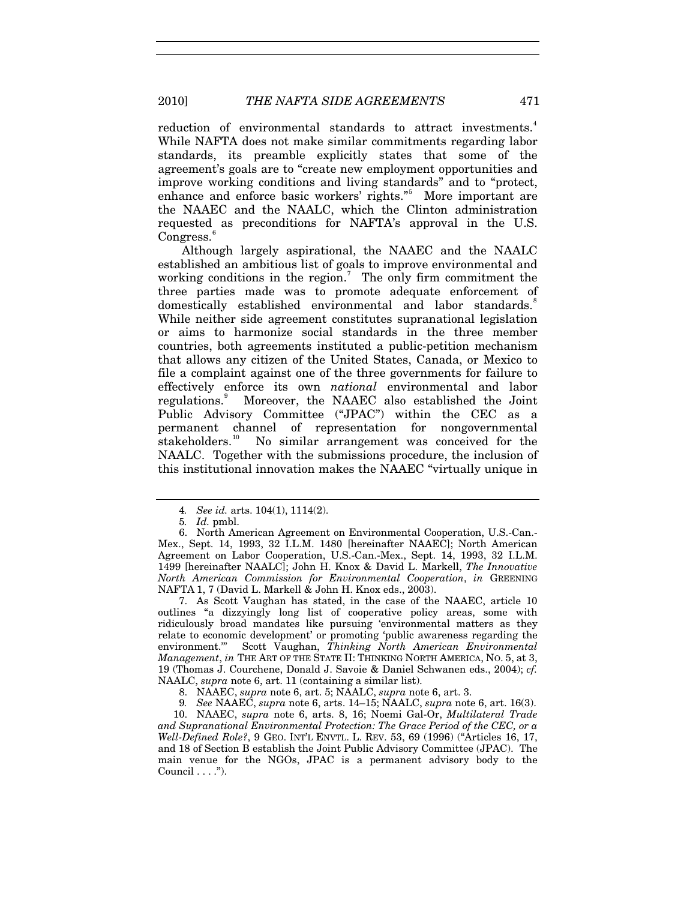reduction of environmental standards to attract investments.[4] While NAFTA does not make similar commitments regarding labor standards, its preamble explicitly states that some of the agreement's goals are to "create new employment opportunities and improve working conditions and living standards" and to "protect, enhance and enforce basic workers' rights."[5] More important are the NAAEC and the NAALC, which the Clinton administration requested as preconditions for NAFTA's approval in the U.S. Congress.[6]

Although largely aspirational, the NAAEC and the NAALC established an ambitious list of goals to improve environmental and working conditions in the region.[7] The only firm commitment the three parties made was to promote adequate enforcement of domestically established environmental and labor standards.[8] While neither side agreement constitutes supranational legislation or aims to harmonize social standards in the three member countries, both agreements instituted a public-petition mechanism that allows any citizen of the United States, Canada, or Mexico to file a complaint against one of the three governments for failure to effectively enforce its own *national* environmental and labor regulations.[9] Moreover, the NAAEC also established the Joint Public Advisory Committee ("JPAC") within the CEC as a permanent channel of representation for nongovernmental stakeholders.[10] No similar arrangement was conceived for the NAALC. Together with the submissions procedure, the inclusion of this institutional innovation makes the NAAEC "virtually unique in

---

4. *See id.* arts. 104(1), 1114(2).

5. *Id.* pmbl.

6. North American Agreement on Environmental Cooperation, U.S.-Can.-Mex., Sept. 14, 1993, 32 I.L.M. 1480 [hereinafter NAAEC]; North American Agreement on Labor Cooperation, U.S.-Can.-Mex., Sept. 14, 1993, 32 I.L.M. 1499 [hereinafter NAALC]; John H. Knox & David L. Markell, *The Innovative North American Commission for Environmental Cooperation*, *in* GREENING NAFTA 1, 7 (David L. Markell & John H. Knox eds., 2003).

7. As Scott Vaughan has stated, in the case of the NAAEC, article 10 outlines "a dizzyingly long list of cooperative policy areas, some with ridiculously broad mandates like pursuing 'environmental matters as they relate to economic development' or promoting 'public awareness regarding the environment.'" Scott Vaughan, *Thinking North American Environmental Management*, *in* THE ART OF THE STATE II: THINKING NORTH AMERICA, NO. 5, at 3, 19 (Thomas J. Courchene, Donald J. Savoie & Daniel Schwanen eds., 2004); *cf.* NAALC, *supra* note 6, art. 11 (containing a similar list).

8. NAAEC, *supra* note 6, art. 5; NAALC, *supra* note 6, art. 3.

9. *See* NAAEC, *supra* note 6, arts. 14–15; NAALC, *supra* note 6, art. 16(3).

10. NAAEC, *supra* note 6, arts. 8, 16; Noemi Gal-Or, *Multilateral Trade and Supranational Environmental Protection: The Grace Period of the CEC, or a Well-Defined Role?*, 9 GEO. INT'L ENVTL. L. REV. 53, 69 (1996) ("Articles 16, 17, and 18 of Section B establish the Joint Public Advisory Committee (JPAC). The main venue for the NGOs, JPAC is a permanent advisory body to the Council . . . .").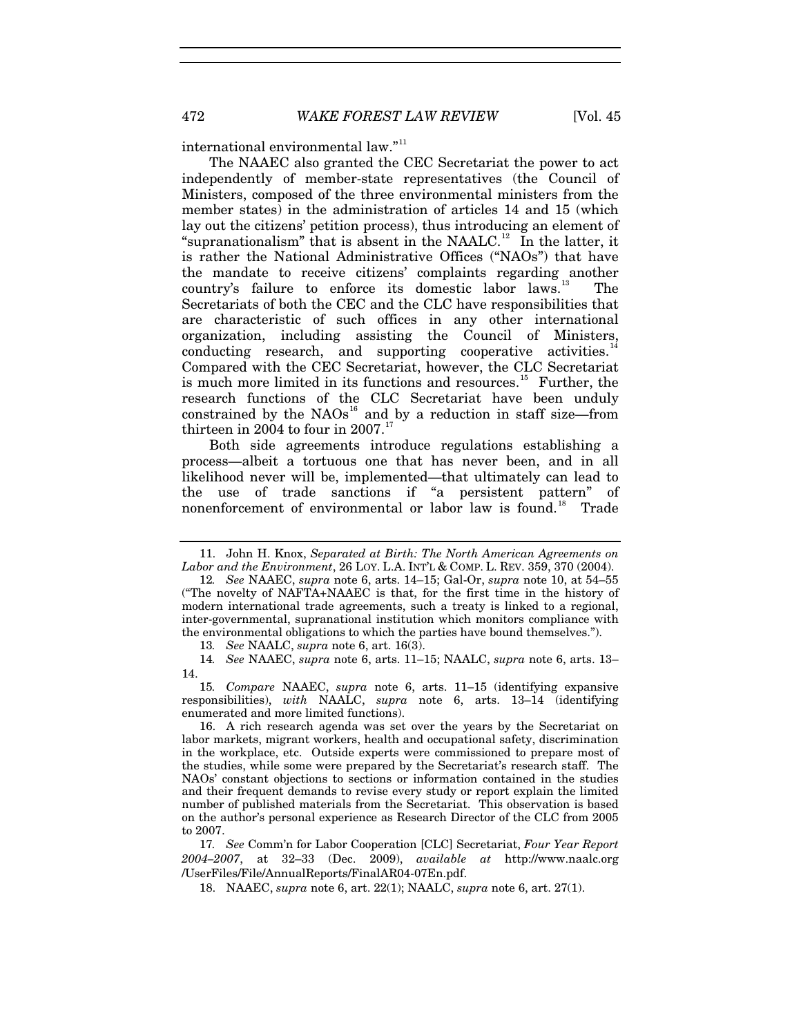international environmental law."[11]

The NAAEC also granted the CEC Secretariat the power to act independently of member-state representatives (the Council of Ministers, composed of the three environmental ministers from the member states) in the administration of articles 14 and 15 (which lay out the citizens' petition process), thus introducing an element of "supranationalism" that is absent in the NAALC.[12] In the latter, it is rather the National Administrative Offices ("NAOs") that have the mandate to receive citizens' complaints regarding another country's failure to enforce its domestic labor laws.[13] The Secretariats of both the CEC and the CLC have responsibilities that are characteristic of such offices in any other international organization, including assisting the Council of Ministers, conducting research, and supporting cooperative activities.[14] Compared with the CEC Secretariat, however, the CLC Secretariat is much more limited in its functions and resources.[15] Further, the research functions of the CLC Secretariat have been unduly constrained by the NAOs[16] and by a reduction in staff size—from thirteen in 2004 to four in 2007.[17]

Both side agreements introduce regulations establishing a process—albeit a tortuous one that has never been, and in all likelihood never will be, implemented—that ultimately can lead to the use of trade sanctions if "a persistent pattern" of nonenforcement of environmental or labor law is found.[18] Trade

---

11. John H. Knox, *Separated at Birth: The North American Agreements on Labor and the Environment*, 26 LOY. L.A. INT'L & COMP. L. REV. 359, 370 (2004).

12. *See* NAAEC, *supra* note 6, arts. 14–15; Gal-Or, *supra* note 10, at 54–55 ("The novelty of NAFTA+NAAEC is that, for the first time in the history of modern international trade agreements, such a treaty is linked to a regional, inter-governmental, supranational institution which monitors compliance with the environmental obligations to which the parties have bound themselves.").

13. *See* NAALC, *supra* note 6, art. 16(3).

14. *See* NAAEC, *supra* note 6, arts. 11–15; NAALC, *supra* note 6, arts. 13–14.

15. *Compare* NAAEC, *supra* note 6, arts. 11–15 (identifying expansive responsibilities), *with* NAALC, *supra* note 6, arts. 13–14 (identifying enumerated and more limited functions).

16. A rich research agenda was set over the years by the Secretariat on labor markets, migrant workers, health and occupational safety, discrimination in the workplace, etc. Outside experts were commissioned to prepare most of the studies, while some were prepared by the Secretariat's research staff. The NAOs' constant objections to sections or information contained in the studies and their frequent demands to revise every study or report explain the limited number of published materials from the Secretariat. This observation is based on the author's personal experience as Research Director of the CLC from 2005 to 2007.

17. *See* Comm'n for Labor Cooperation [CLC] Secretariat, *Four Year Report 2004–2007*, at 32–33 (Dec. 2009), *available at* http://www.naalc.org/UserFiles/File/AnnualReports/FinalAR04-07En.pdf.

18. NAAEC, *supra* note 6, art. 22(1); NAALC, *supra* note 6, art. 27(1).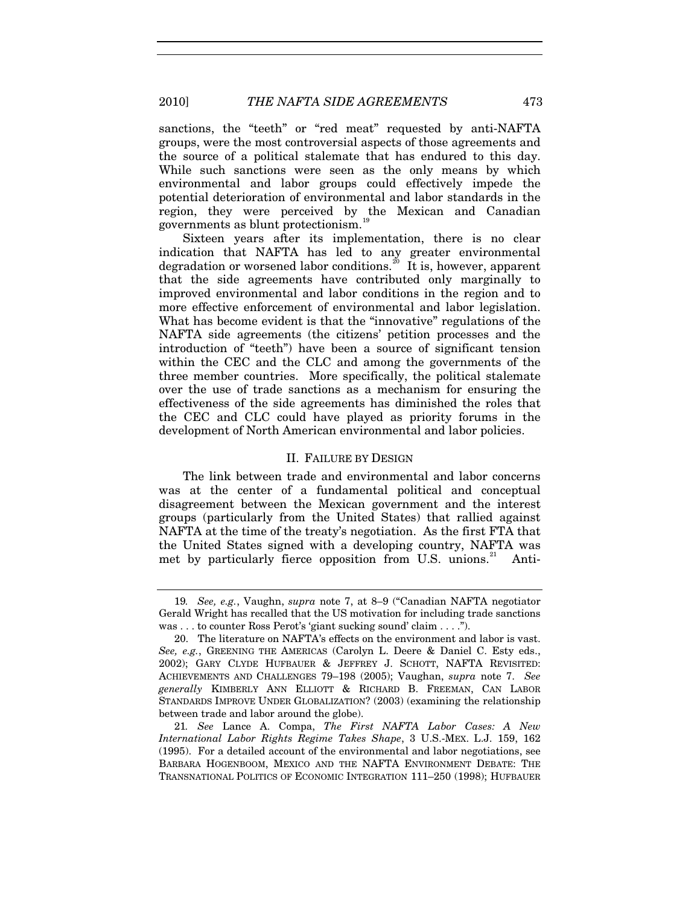sanctions, the "teeth" or "red meat" requested by anti-NAFTA groups, were the most controversial aspects of those agreements and the source of a political stalemate that has endured to this day. While such sanctions were seen as the only means by which environmental and labor groups could effectively impede the potential deterioration of environmental and labor standards in the region, they were perceived by the Mexican and Canadian governments as blunt protectionism.[19]

Sixteen years after its implementation, there is no clear indication that NAFTA has led to any greater environmental degradation or worsened labor conditions.[20] It is, however, apparent that the side agreements have contributed only marginally to improved environmental and labor conditions in the region and to more effective enforcement of environmental and labor legislation. What has become evident is that the "innovative" regulations of the NAFTA side agreements (the citizens' petition processes and the introduction of "teeth") have been a source of significant tension within the CEC and the CLC and among the governments of the three member countries. More specifically, the political stalemate over the use of trade sanctions as a mechanism for ensuring the effectiveness of the side agreements has diminished the roles that the CEC and CLC could have played as priority forums in the development of North American environmental and labor policies.

## II. FAILURE BY DESIGN

The link between trade and environmental and labor concerns was at the center of a fundamental political and conceptual disagreement between the Mexican government and the interest groups (particularly from the United States) that rallied against NAFTA at the time of the treaty's negotiation. As the first FTA that the United States signed with a developing country, NAFTA was met by particularly fierce opposition from U.S. unions.[21] Anti-

---

19. *See, e.g.*, Vaughn, *supra* note 7, at 8–9 ("Canadian NAFTA negotiator Gerald Wright has recalled that the US motivation for including trade sanctions was . . . to counter Ross Perot's 'giant sucking sound' claim . . . .").

20. The literature on NAFTA's effects on the environment and labor is vast. *See, e.g.*, GREENING THE AMERICAS (Carolyn L. Deere & Daniel C. Esty eds., 2002); GARY CLYDE HUFBAUER & JEFFREY J. SCHOTT, NAFTA REVISITED: ACHIEVEMENTS AND CHALLENGES 79–198 (2005); Vaughan, *supra* note 7. *See generally* KIMBERLY ANN ELLIOTT & RICHARD B. FREEMAN, CAN LABOR STANDARDS IMPROVE UNDER GLOBALIZATION? (2003) (examining the relationship between trade and labor around the globe).

21. *See* Lance A. Compa, *The First NAFTA Labor Cases: A New International Labor Rights Regime Takes Shape*, 3 U.S.-MEX. L.J. 159, 162 (1995). For a detailed account of the environmental and labor negotiations, see BARBARA HOGENBOOM, MEXICO AND THE NAFTA ENVIRONMENT DEBATE: THE TRANSNATIONAL POLITICS OF ECONOMIC INTEGRATION 111–250 (1998); HUFBAUER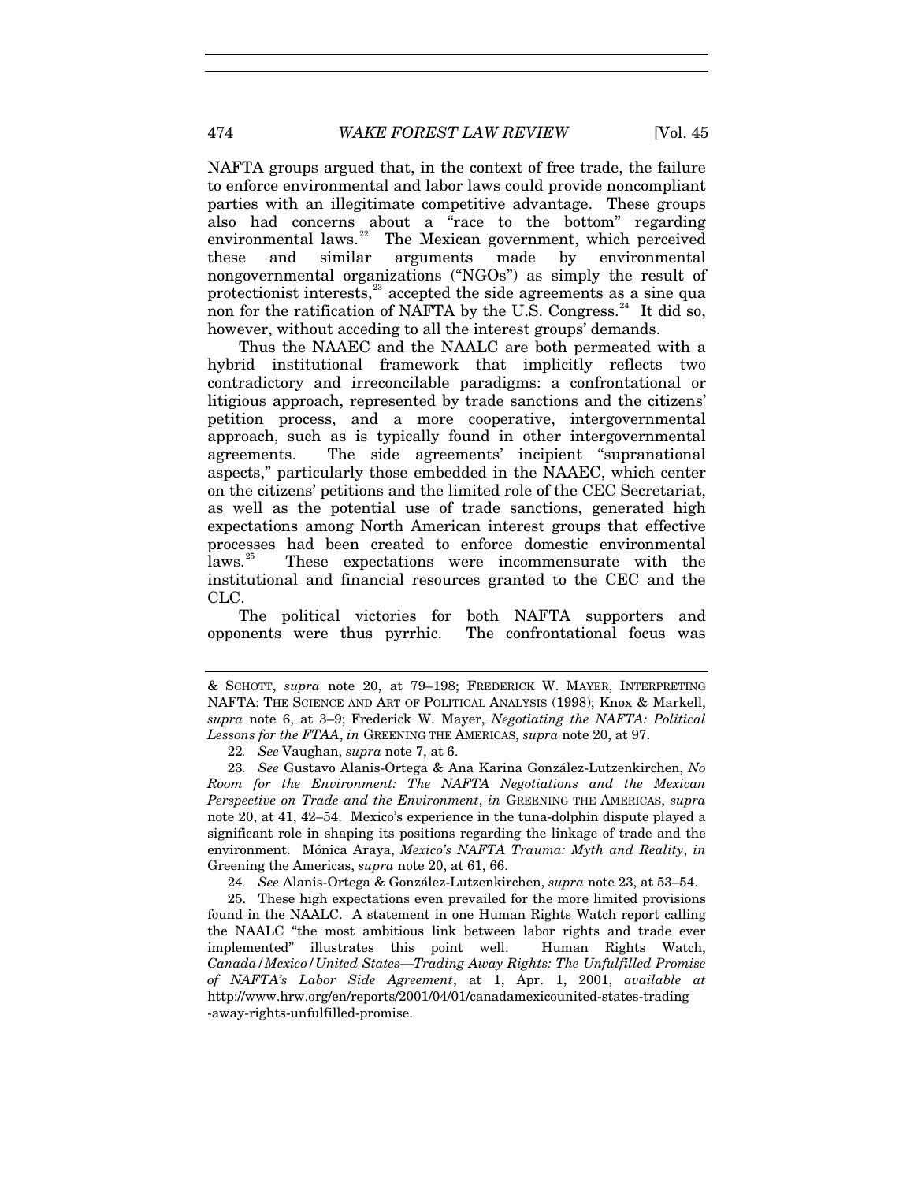NAFTA groups argued that, in the context of free trade, the failure to enforce environmental and labor laws could provide noncompliant parties with an illegitimate competitive advantage. These groups also had concerns about a "race to the bottom" regarding environmental laws.[22] The Mexican government, which perceived these and similar arguments made by environmental nongovernmental organizations ("NGOs") as simply the result of protectionist interests,[23] accepted the side agreements as a sine qua non for the ratification of NAFTA by the U.S. Congress.[24] It did so, however, without acceding to all the interest groups' demands.

Thus the NAAEC and the NAALC are both permeated with a hybrid institutional framework that implicitly reflects two contradictory and irreconcilable paradigms: a confrontational or litigious approach, represented by trade sanctions and the citizens' petition process, and a more cooperative, intergovernmental approach, such as is typically found in other intergovernmental agreements. The side agreements' incipient "supranational aspects," particularly those embedded in the NAAEC, which center on the citizens' petitions and the limited role of the CEC Secretariat, as well as the potential use of trade sanctions, generated high expectations among North American interest groups that effective processes had been created to enforce domestic environmental laws.[25] These expectations were incommensurate with the institutional and financial resources granted to the CEC and the CLC.

The political victories for both NAFTA supporters and opponents were thus pyrrhic. The confrontational focus was

---

& SCHOTT, *supra* note 20, at 79–198; FREDERICK W. MAYER, INTERPRETING NAFTA: THE SCIENCE AND ART OF POLITICAL ANALYSIS (1998); Knox & Markell, *supra* note 6, at 3–9; Frederick W. Mayer, *Negotiating the NAFTA: Political Lessons for the FTAA*, *in* GREENING THE AMERICAS, *supra* note 20, at 97.

22. *See* Vaughan, *supra* note 7, at 6.

23. *See* Gustavo Alanis-Ortega & Ana Karina González-Lutzenkirchen, *No Room for the Environment: The NAFTA Negotiations and the Mexican Perspective on Trade and the Environment*, *in* GREENING THE AMERICAS, *supra* note 20, at 41, 42–54. Mexico's experience in the tuna-dolphin dispute played a significant role in shaping its positions regarding the linkage of trade and the environment. Mónica Araya, *Mexico's NAFTA Trauma: Myth and Reality*, *in* Greening the Americas, *supra* note 20, at 61, 66.

24. *See* Alanis-Ortega & González-Lutzenkirchen, *supra* note 23, at 53–54.

25. These high expectations even prevailed for the more limited provisions found in the NAALC. A statement in one Human Rights Watch report calling the NAALC "the most ambitious link between labor rights and trade ever implemented" illustrates this point well. Human Rights Watch, *Canada/Mexico/United States—Trading Away Rights: The Unfulfilled Promise of NAFTA's Labor Side Agreement*, at 1, Apr. 1, 2001, *available at* http://www.hrw.org/en/reports/2001/04/01/canadamexicounited-states-trading-away-rights-unfulfilled-promise.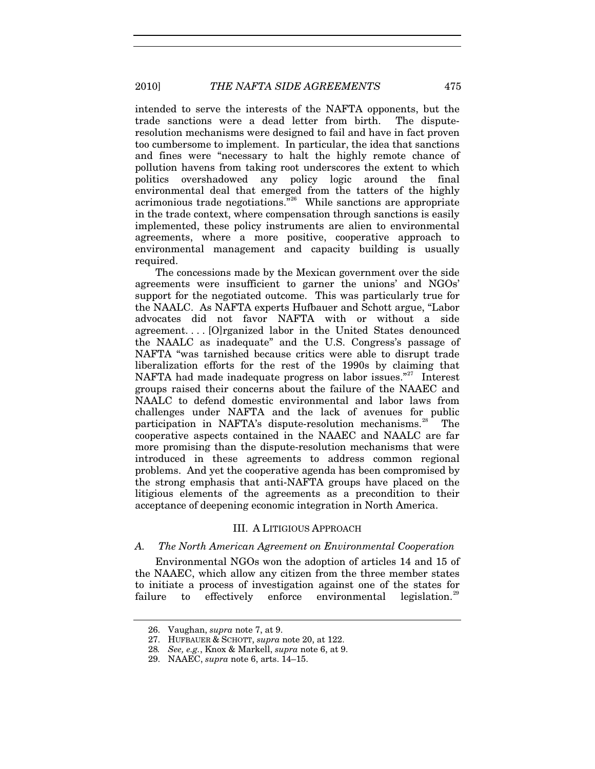intended to serve the interests of the NAFTA opponents, but the trade sanctions were a dead letter from birth. The dispute-resolution mechanisms were designed to fail and have in fact proven too cumbersome to implement. In particular, the idea that sanctions and fines were "necessary to halt the highly remote chance of pollution havens from taking root underscores the extent to which politics overshadowed any policy logic around the final environmental deal that emerged from the tatters of the highly acrimonious trade negotiations."[26] While sanctions are appropriate in the trade context, where compensation through sanctions is easily implemented, these policy instruments are alien to environmental agreements, where a more positive, cooperative approach to environmental management and capacity building is usually required.

The concessions made by the Mexican government over the side agreements were insufficient to garner the unions' and NGOs' support for the negotiated outcome. This was particularly true for the NAALC. As NAFTA experts Hufbauer and Schott argue, "Labor advocates did not favor NAFTA with or without a side agreement. . . . [O]rganized labor in the United States denounced the NAALC as inadequate" and the U.S. Congress's passage of NAFTA "was tarnished because critics were able to disrupt trade liberalization efforts for the rest of the 1990s by claiming that NAFTA had made inadequate progress on labor issues."[27] Interest groups raised their concerns about the failure of the NAAEC and NAALC to defend domestic environmental and labor laws from challenges under NAFTA and the lack of avenues for public participation in NAFTA's dispute-resolution mechanisms.[28] The cooperative aspects contained in the NAAEC and NAALC are far more promising than the dispute-resolution mechanisms that were introduced in these agreements to address common regional problems. And yet the cooperative agenda has been compromised by the strong emphasis that anti-NAFTA groups have placed on the litigious elements of the agreements as a precondition to their acceptance of deepening economic integration in North America.

## III. A LITIGIOUS APPROACH

### *A. The North American Agreement on Environmental Cooperation*

Environmental NGOs won the adoption of articles 14 and 15 of the NAAEC, which allow any citizen from the three member states to initiate a process of investigation against one of the states for failure to effectively enforce environmental legislation.[29]

---

26. Vaughan, *supra* note 7, at 9.

27. HUFBAUER & SCHOTT, *supra* note 20, at 122.

28. *See, e.g.*, Knox & Markell, *supra* note 6, at 9.

29. NAAEC, *supra* note 6, arts. 14–15.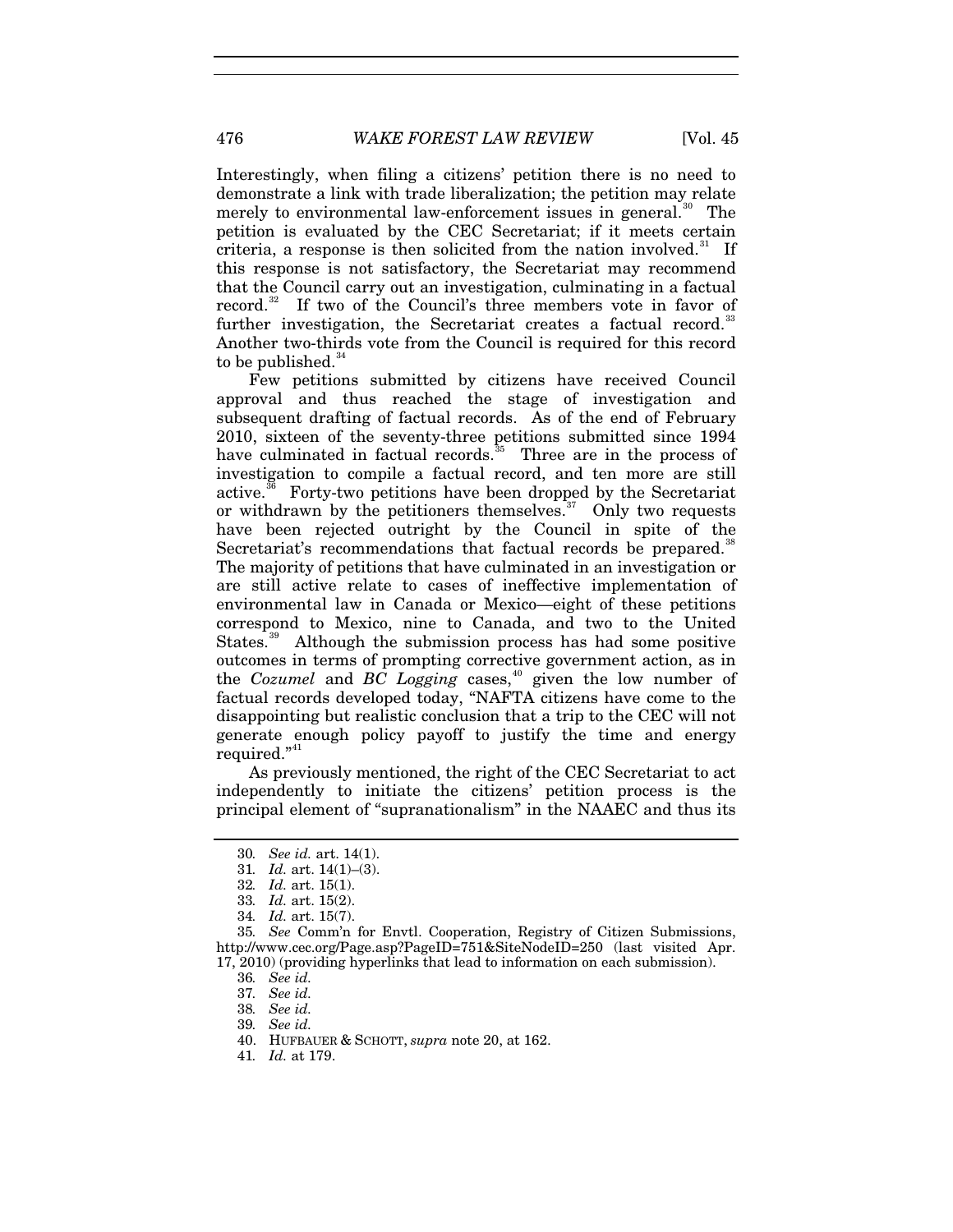Interestingly, when filing a citizens' petition there is no need to demonstrate a link with trade liberalization; the petition may relate merely to environmental law-enforcement issues in general.[30] The petition is evaluated by the CEC Secretariat; if it meets certain criteria, a response is then solicited from the nation involved.[31] If this response is not satisfactory, the Secretariat may recommend that the Council carry out an investigation, culminating in a factual record.[32] If two of the Council's three members vote in favor of further investigation, the Secretariat creates a factual record.[33] Another two-thirds vote from the Council is required for this record to be published.[34]

Few petitions submitted by citizens have received Council approval and thus reached the stage of investigation and subsequent drafting of factual records. As of the end of February 2010, sixteen of the seventy-three petitions submitted since 1994 have culminated in factual records.[35] Three are in the process of investigation to compile a factual record, and ten more are still active.[36] Forty-two petitions have been dropped by the Secretariat or withdrawn by the petitioners themselves.[37] Only two requests have been rejected outright by the Council in spite of the Secretariat's recommendations that factual records be prepared.[38] The majority of petitions that have culminated in an investigation or are still active relate to cases of ineffective implementation of environmental law in Canada or Mexico—eight of these petitions correspond to Mexico, nine to Canada, and two to the United States.[39] Although the submission process has had some positive outcomes in terms of prompting corrective government action, as in the *Cozumel* and *BC Logging* cases,[40] given the low number of factual records developed today, "NAFTA citizens have come to the disappointing but realistic conclusion that a trip to the CEC will not generate enough policy payoff to justify the time and energy required."[41]

As previously mentioned, the right of the CEC Secretariat to act independently to initiate the citizens' petition process is the principal element of "supranationalism" in the NAAEC and thus its

---

30. *See id.* art. 14(1).

31. *Id.* art. 14(1)–(3).

32. *Id.* art. 15(1).

33. *Id.* art. 15(2).

34. *Id.* art. 15(7).

35. *See* Comm'n for Envtl. Cooperation, Registry of Citizen Submissions, http://www.cec.org/Page.asp?PageID=751&SiteNodeID=250 (last visited Apr. 17, 2010) (providing hyperlinks that lead to information on each submission).

36. *See id.*

37. *See id.*

38. *See id.*

39. *See id.*

40. HUFBAUER & SCHOTT, *supra* note 20, at 162.

41. *Id.* at 179.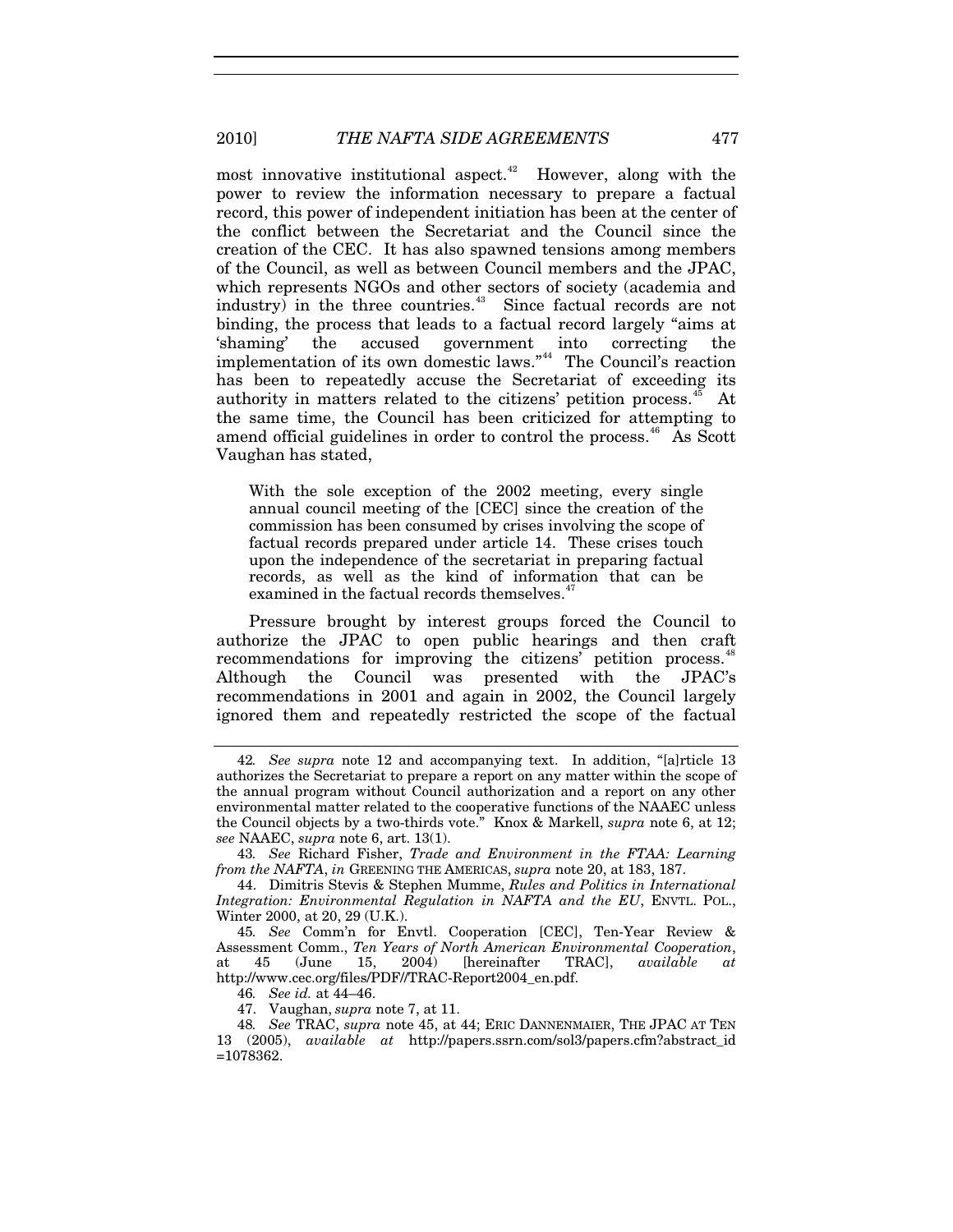most innovative institutional aspect.[42] However, along with the power to review the information necessary to prepare a factual record, this power of independent initiation has been at the center of the conflict between the Secretariat and the Council since the creation of the CEC. It has also spawned tensions among members of the Council, as well as between Council members and the JPAC, which represents NGOs and other sectors of society (academia and industry) in the three countries.[43] Since factual records are not binding, the process that leads to a factual record largely "aims at 'shaming' the accused government into correcting the implementation of its own domestic laws."[44] The Council's reaction has been to repeatedly accuse the Secretariat of exceeding its authority in matters related to the citizens' petition process.[45] At the same time, the Council has been criticized for attempting to amend official guidelines in order to control the process.[46] As Scott Vaughan has stated,

> With the sole exception of the 2002 meeting, every single annual council meeting of the [CEC] since the creation of the commission has been consumed by crises involving the scope of factual records prepared under article 14. These crises touch upon the independence of the secretariat in preparing factual records, as well as the kind of information that can be examined in the factual records themselves.[47]

Pressure brought by interest groups forced the Council to authorize the JPAC to open public hearings and then craft recommendations for improving the citizens' petition process.[48] Although the Council was presented with the JPAC's recommendations in 2001 and again in 2002, the Council largely ignored them and repeatedly restricted the scope of the factual

---

42. *See supra* note 12 and accompanying text. In addition, "[a]rticle 13 authorizes the Secretariat to prepare a report on any matter within the scope of the annual program without Council authorization and a report on any other environmental matter related to the cooperative functions of the NAAEC unless the Council objects by a two-thirds vote." Knox & Markell, *supra* note 6, at 12; *see* NAAEC, *supra* note 6, art. 13(1).

43. *See* Richard Fisher, *Trade and Environment in the FTAA: Learning from the NAFTA*, *in* GREENING THE AMERICAS, *supra* note 20, at 183, 187.

44. Dimitris Stevis & Stephen Mumme, *Rules and Politics in International Integration: Environmental Regulation in NAFTA and the EU*, ENVTL. POL., Winter 2000, at 20, 29 (U.K.).

45. *See* Comm'n for Envtl. Cooperation [CEC], Ten-Year Review & Assessment Comm., *Ten Years of North American Environmental Cooperation*, at 45 (June 15, 2004) [hereinafter TRAC], *available at* http://www.cec.org/files/PDF//TRAC-Report2004_en.pdf.

46. *See id.* at 44–46.

47. Vaughan, *supra* note 7, at 11.

48. *See* TRAC, *supra* note 45, at 44; ERIC DANNENMAIER, THE JPAC AT TEN 13 (2005), *available at* http://papers.ssrn.com/sol3/papers.cfm?abstract_id=1078362.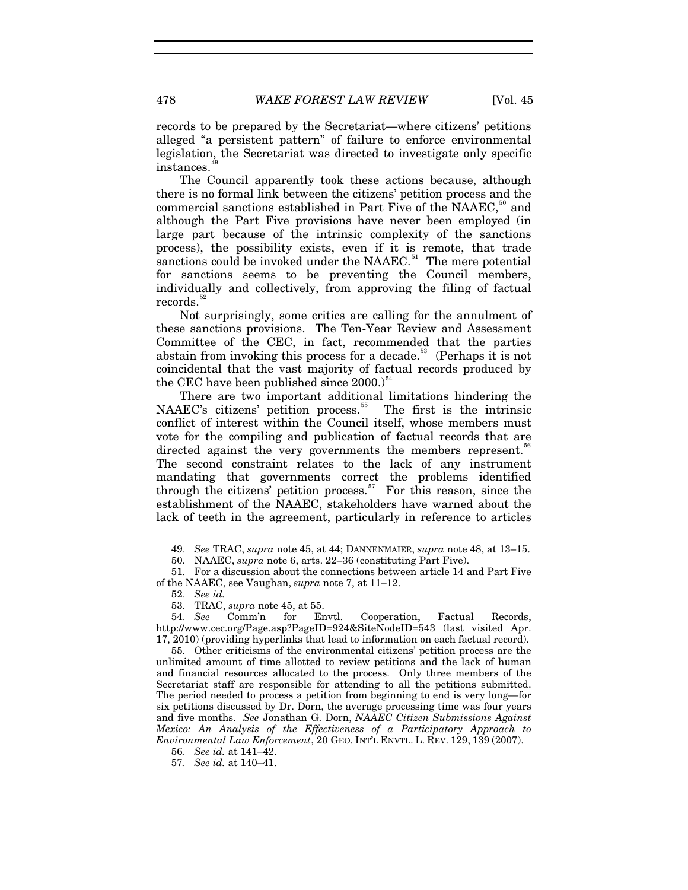records to be prepared by the Secretariat—where citizens' petitions alleged "a persistent pattern" of failure to enforce environmental legislation, the Secretariat was directed to investigate only specific instances.[49]

The Council apparently took these actions because, although there is no formal link between the citizens' petition process and the commercial sanctions established in Part Five of the NAAEC,[50] and although the Part Five provisions have never been employed (in large part because of the intrinsic complexity of the sanctions process), the possibility exists, even if it is remote, that trade sanctions could be invoked under the NAAEC.[51] The mere potential for sanctions seems to be preventing the Council members, individually and collectively, from approving the filing of factual records.[52]

Not surprisingly, some critics are calling for the annulment of these sanctions provisions. The Ten-Year Review and Assessment Committee of the CEC, in fact, recommended that the parties abstain from invoking this process for a decade.[53] (Perhaps it is not coincidental that the vast majority of factual records produced by the CEC have been published since 2000.)[54]

There are two important additional limitations hindering the NAAEC's citizens' petition process.[55] The first is the intrinsic conflict of interest within the Council itself, whose members must vote for the compiling and publication of factual records that are directed against the very governments the members represent.[56] The second constraint relates to the lack of any instrument mandating that governments correct the problems identified through the citizens' petition process.[57] For this reason, since the establishment of the NAAEC, stakeholders have warned about the lack of teeth in the agreement, particularly in reference to articles

---

49. *See* TRAC, *supra* note 45, at 44; DANNENMAIER, *supra* note 48, at 13–15.

50. NAAEC, *supra* note 6, arts. 22–36 (constituting Part Five).

51. For a discussion about the connections between article 14 and Part Five of the NAAEC, see Vaughan, *supra* note 7, at 11–12.

52. *See id.*

53. TRAC, *supra* note 45, at 55.

54. *See* Comm'n for Envtl. Cooperation, Factual Records, http://www.cec.org/Page.asp?PageID=924&SiteNodeID=543 (last visited Apr. 17, 2010) (providing hyperlinks that lead to information on each factual record).

55. Other criticisms of the environmental citizens' petition process are the unlimited amount of time allotted to review petitions and the lack of human and financial resources allocated to the process. Only three members of the Secretariat staff are responsible for attending to all the petitions submitted. The period needed to process a petition from beginning to end is very long—for six petitions discussed by Dr. Dorn, the average processing time was four years and five months. *See* Jonathan G. Dorn, *NAAEC Citizen Submissions Against Mexico: An Analysis of the Effectiveness of a Participatory Approach to Environmental Law Enforcement*, 20 GEO. INT'L ENVTL. L. REV. 129, 139 (2007).

56. *See id.* at 141–42.

57. *See id.* at 140–41.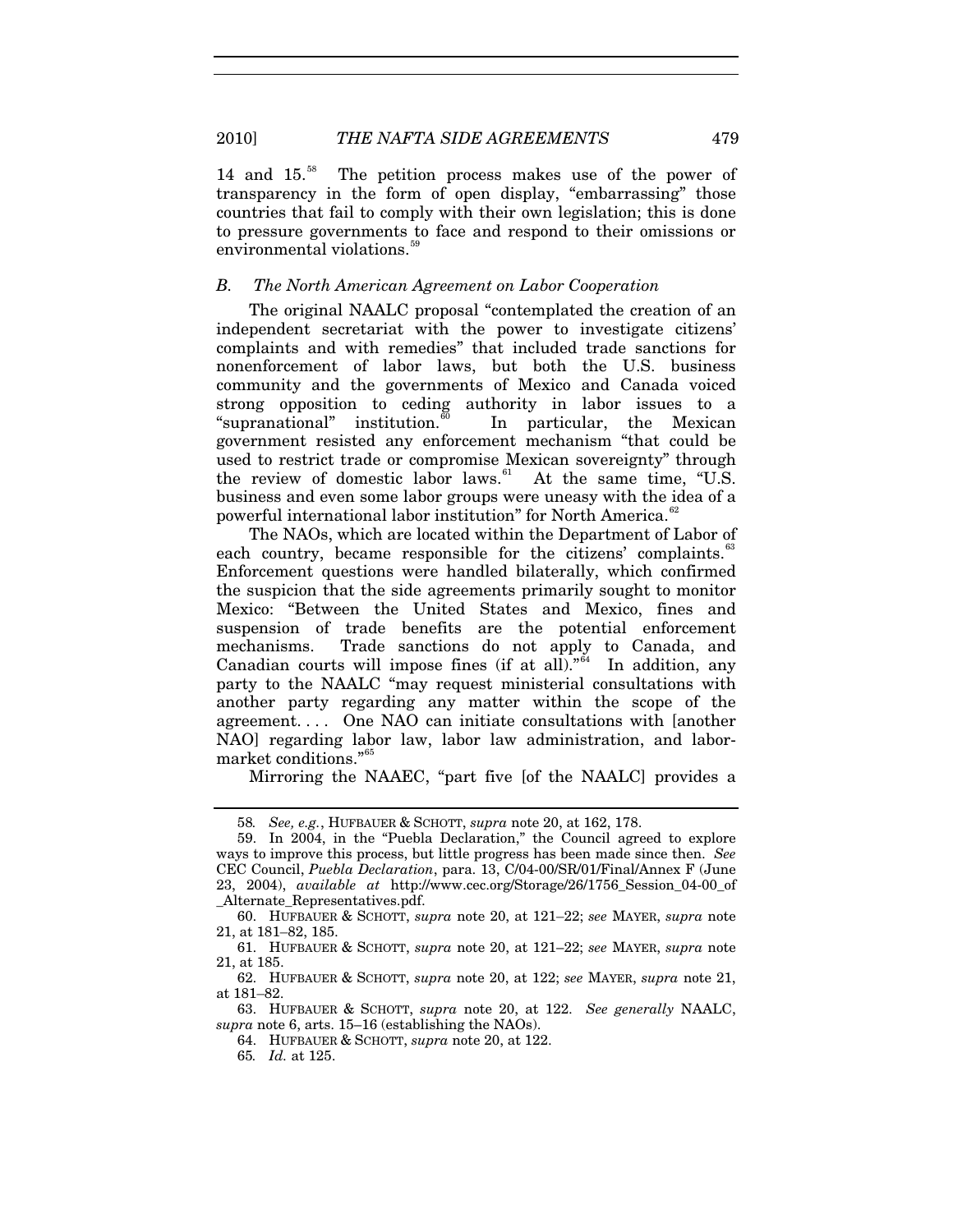14 and 15.[58] The petition process makes use of the power of transparency in the form of open display, "embarrassing" those countries that fail to comply with their own legislation; this is done to pressure governments to face and respond to their omissions or environmental violations.[59]

### *B. The North American Agreement on Labor Cooperation*

The original NAALC proposal "contemplated the creation of an independent secretariat with the power to investigate citizens' complaints and with remedies" that included trade sanctions for nonenforcement of labor laws, but both the U.S. business community and the governments of Mexico and Canada voiced strong opposition to ceding authority in labor issues to a "supranational" institution.[60] In particular, the Mexican government resisted any enforcement mechanism "that could be used to restrict trade or compromise Mexican sovereignty" through the review of domestic labor laws.[61] At the same time, "U.S. business and even some labor groups were uneasy with the idea of a powerful international labor institution" for North America.[62]

The NAOs, which are located within the Department of Labor of each country, became responsible for the citizens' complaints.[63] Enforcement questions were handled bilaterally, which confirmed the suspicion that the side agreements primarily sought to monitor Mexico: "Between the United States and Mexico, fines and suspension of trade benefits are the potential enforcement mechanisms. Trade sanctions do not apply to Canada, and Canadian courts will impose fines (if at all)."[64] In addition, any party to the NAALC "may request ministerial consultations with another party regarding any matter within the scope of the agreement. . . . One NAO can initiate consultations with [another NAO] regarding labor law, labor law administration, and labor-market conditions."[65]

Mirroring the NAAEC, "part five [of the NAALC] provides a

---

58. *See, e.g.*, HUFBAUER & SCHOTT, *supra* note 20, at 162, 178.

59. In 2004, in the "Puebla Declaration," the Council agreed to explore ways to improve this process, but little progress has been made since then. *See* CEC Council, *Puebla Declaration*, para. 13, C/04-00/SR/01/Final/Annex F (June 23, 2004), *available at* http://www.cec.org/Storage/26/1756_Session_04-00_of_Alternate_Representatives.pdf.

60. HUFBAUER & SCHOTT, *supra* note 20, at 121–22; *see* MAYER, *supra* note 21, at 181–82, 185.

61. HUFBAUER & SCHOTT, *supra* note 20, at 121–22; *see* MAYER, *supra* note 21, at 185.

62. HUFBAUER & SCHOTT, *supra* note 20, at 122; *see* MAYER, *supra* note 21, at 181–82.

63. HUFBAUER & SCHOTT, *supra* note 20, at 122. *See generally* NAALC, *supra* note 6, arts. 15–16 (establishing the NAOs).

64. HUFBAUER & SCHOTT, *supra* note 20, at 122.

65. *Id.* at 125.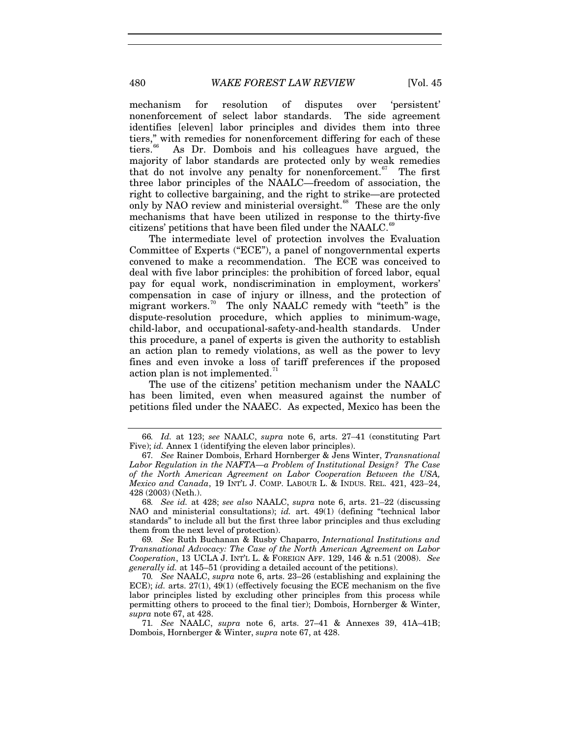mechanism for resolution of disputes over 'persistent' nonenforcement of select labor standards. The side agreement identifies [eleven] labor principles and divides them into three tiers," with remedies for nonenforcement differing for each of these tiers.[66] As Dr. Dombois and his colleagues have argued, the majority of labor standards are protected only by weak remedies that do not involve any penalty for nonenforcement.[67] The first three labor principles of the NAALC—freedom of association, the right to collective bargaining, and the right to strike—are protected only by NAO review and ministerial oversight.[68] These are the only mechanisms that have been utilized in response to the thirty-five citizens' petitions that have been filed under the NAALC.[69]

The intermediate level of protection involves the Evaluation Committee of Experts ("ECE"), a panel of nongovernmental experts convened to make a recommendation. The ECE was conceived to deal with five labor principles: the prohibition of forced labor, equal pay for equal work, nondiscrimination in employment, workers' compensation in case of injury or illness, and the protection of migrant workers.[70] The only NAALC remedy with "teeth" is the dispute-resolution procedure, which applies to minimum-wage, child-labor, and occupational-safety-and-health standards. Under this procedure, a panel of experts is given the authority to establish an action plan to remedy violations, as well as the power to levy fines and even invoke a loss of tariff preferences if the proposed action plan is not implemented.[71]

The use of the citizens' petition mechanism under the NAALC has been limited, even when measured against the number of petitions filed under the NAAEC. As expected, Mexico has been the

---

66. *Id.* at 123; *see* NAALC, *supra* note 6, arts. 27–41 (constituting Part Five); *id.* Annex 1 (identifying the eleven labor principles).

67. *See* Rainer Dombois, Erhard Hornberger & Jens Winter, *Transnational Labor Regulation in the NAFTA—a Problem of Institutional Design? The Case of the North American Agreement on Labor Cooperation Between the USA, Mexico and Canada*, 19 INT'L J. COMP. LABOUR L. & INDUS. REL. 421, 423–24, 428 (2003) (Neth.).

68. *See id.* at 428; *see also* NAALC, *supra* note 6, arts. 21–22 (discussing NAO and ministerial consultations); *id.* art. 49(1) (defining "technical labor standards" to include all but the first three labor principles and thus excluding them from the next level of protection).

69. *See* Ruth Buchanan & Rusby Chaparro, *International Institutions and Transnational Advocacy: The Case of the North American Agreement on Labor Cooperation*, 13 UCLA J. INT'L L. & FOREIGN AFF. 129, 146 & n.51 (2008). *See generally id.* at 145–51 (providing a detailed account of the petitions).

70. *See* NAALC, *supra* note 6, arts. 23–26 (establishing and explaining the ECE); *id.* arts. 27(1), 49(1) (effectively focusing the ECE mechanism on the five labor principles listed by excluding other principles from this process while permitting others to proceed to the final tier); Dombois, Hornberger & Winter, *supra* note 67, at 428.

71. *See* NAALC, *supra* note 6, arts. 27–41 & Annexes 39, 41A–41B; Dombois, Hornberger & Winter, *supra* note 67, at 428.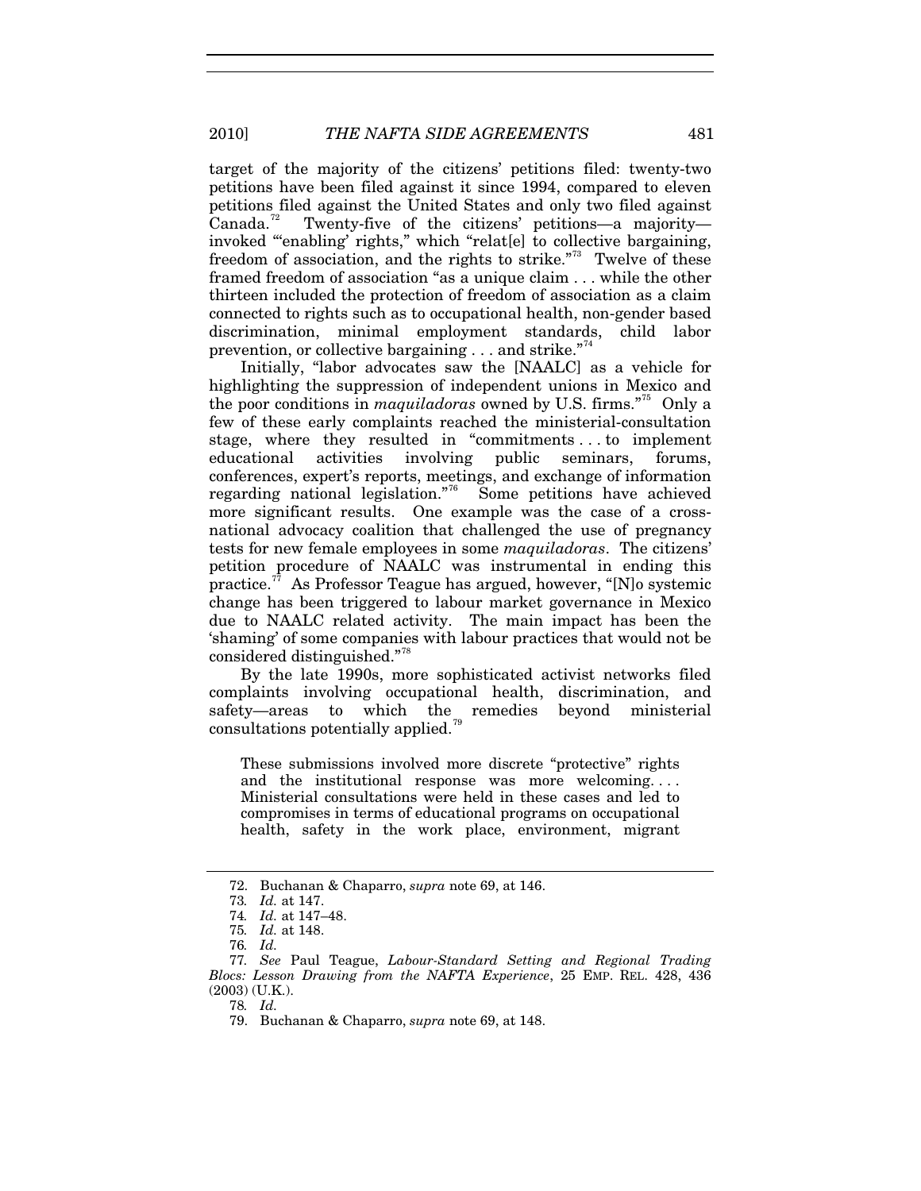target of the majority of the citizens' petitions filed: twenty-two petitions have been filed against it since 1994, compared to eleven petitions filed against the United States and only two filed against Canada.[72] Twenty-five of the citizens' petitions—a majority—invoked "'enabling' rights," which "relat[e] to collective bargaining, freedom of association, and the rights to strike."[73] Twelve of these framed freedom of association "as a unique claim . . . while the other thirteen included the protection of freedom of association as a claim connected to rights such as to occupational health, non-gender based discrimination, minimal employment standards, child labor prevention, or collective bargaining . . . and strike."[74]

Initially, "labor advocates saw the [NAALC] as a vehicle for highlighting the suppression of independent unions in Mexico and the poor conditions in *maquiladoras* owned by U.S. firms."[75] Only a few of these early complaints reached the ministerial-consultation stage, where they resulted in "commitments . . . to implement educational activities involving public seminars, forums, conferences, expert's reports, meetings, and exchange of information regarding national legislation."[76] Some petitions have achieved more significant results. One example was the case of a cross-national advocacy coalition that challenged the use of pregnancy tests for new female employees in some *maquiladoras*. The citizens' petition procedure of NAALC was instrumental in ending this practice.[77] As Professor Teague has argued, however, "[N]o systemic change has been triggered to labour market governance in Mexico due to NAALC related activity. The main impact has been the 'shaming' of some companies with labour practices that would not be considered distinguished."[78]

By the late 1990s, more sophisticated activist networks filed complaints involving occupational health, discrimination, and safety—areas to which the remedies beyond ministerial consultations potentially applied.[79]

> These submissions involved more discrete "protective" rights and the institutional response was more welcoming. . . . Ministerial consultations were held in these cases and led to compromises in terms of educational programs on occupational health, safety in the work place, environment, migrant

---

72. Buchanan & Chaparro, *supra* note 69, at 146.

73. *Id.* at 147.

74. *Id.* at 147–48.

75. *Id.* at 148.

76. *Id.*

77. *See* Paul Teague, *Labour-Standard Setting and Regional Trading Blocs: Lesson Drawing from the NAFTA Experience*, 25 EMP. REL. 428, 436 (2003) (U.K.).

78. *Id.*

79. Buchanan & Chaparro, *supra* note 69, at 148.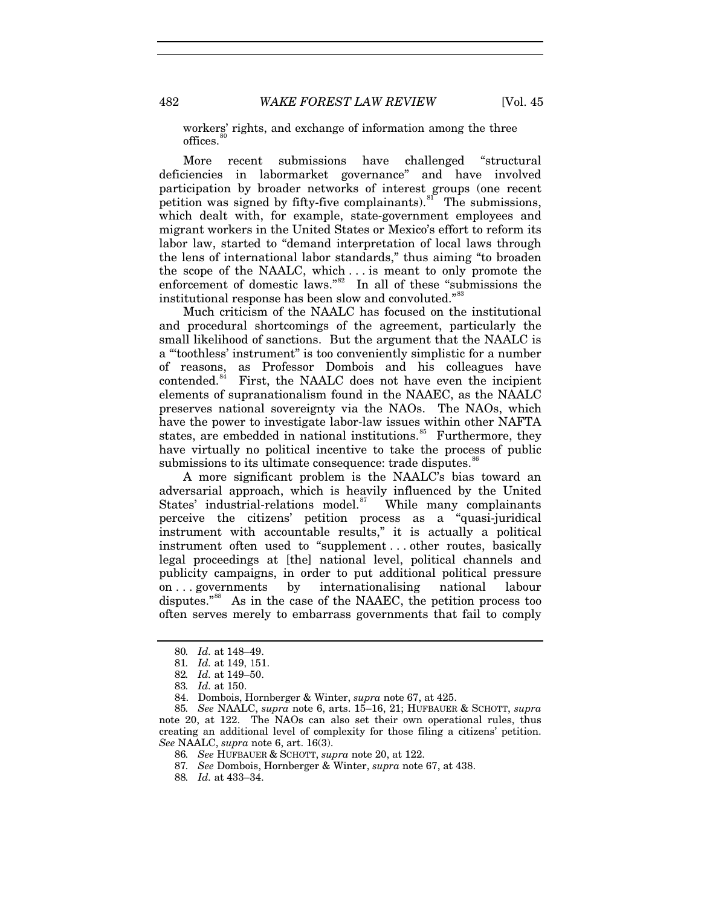workers' rights, and exchange of information among the three offices.[80]

More recent submissions have challenged "structural deficiencies in labormarket governance" and have involved participation by broader networks of interest groups (one recent petition was signed by fifty-five complainants).[81] The submissions, which dealt with, for example, state-government employees and migrant workers in the United States or Mexico's effort to reform its labor law, started to "demand interpretation of local laws through the lens of international labor standards," thus aiming "to broaden the scope of the NAALC, which . . . is meant to only promote the enforcement of domestic laws."[82] In all of these "submissions the institutional response has been slow and convoluted."[83]

Much criticism of the NAALC has focused on the institutional and procedural shortcomings of the agreement, particularly the small likelihood of sanctions. But the argument that the NAALC is a "'toothless' instrument" is too conveniently simplistic for a number of reasons, as Professor Dombois and his colleagues have contended.[84] First, the NAALC does not have even the incipient elements of supranationalism found in the NAAEC, as the NAALC preserves national sovereignty via the NAOs. The NAOs, which have the power to investigate labor-law issues within other NAFTA states, are embedded in national institutions.[85] Furthermore, they have virtually no political incentive to take the process of public submissions to its ultimate consequence: trade disputes.[86]

A more significant problem is the NAALC's bias toward an adversarial approach, which is heavily influenced by the United States' industrial-relations model.[87] While many complainants perceive the citizens' petition process as a "quasi-juridical instrument with accountable results," it is actually a political instrument often used to "supplement . . . other routes, basically legal proceedings at [the] national level, political channels and publicity campaigns, in order to put additional political pressure on . . . governments by internationalising national labour disputes."[88] As in the case of the NAAEC, the petition process too often serves merely to embarrass governments that fail to comply

---

80. *Id.* at 148–49.

81. *Id.* at 149, 151.

82. *Id.* at 149–50.

83. *Id.* at 150.

84. Dombois, Hornberger & Winter, *supra* note 67, at 425.

85. *See* NAALC, *supra* note 6, arts. 15–16, 21; HUFBAUER & SCHOTT, *supra* note 20, at 122. The NAOs can also set their own operational rules, thus creating an additional level of complexity for those filing a citizens' petition. *See* NAALC, *supra* note 6, art. 16(3).

86. *See* HUFBAUER & SCHOTT, *supra* note 20, at 122.

87. *See* Dombois, Hornberger & Winter, *supra* note 67, at 438.

88. *Id.* at 433–34.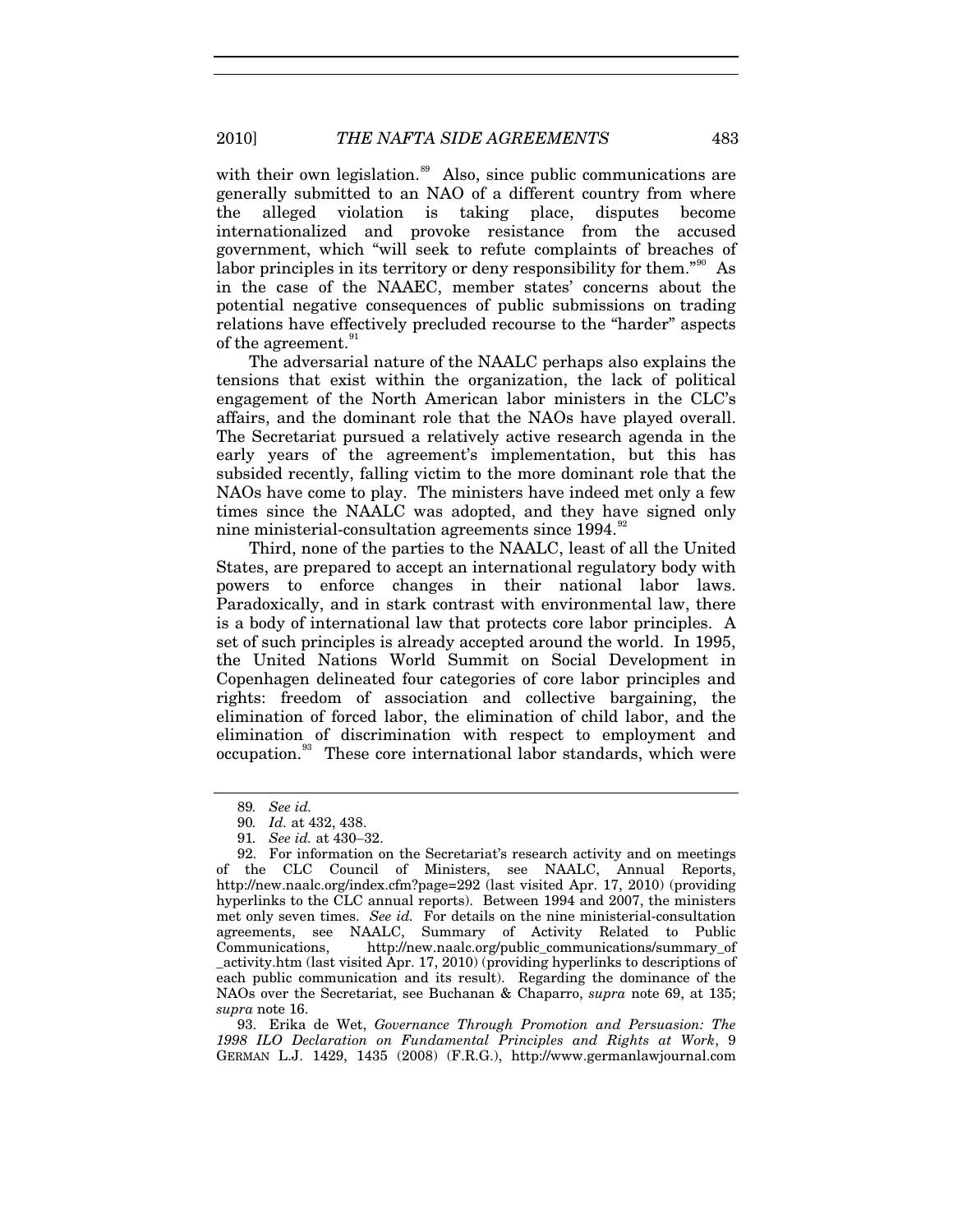with their own legislation.[89] Also, since public communications are generally submitted to an NAO of a different country from where the alleged violation is taking place, disputes become internationalized and provoke resistance from the accused government, which "will seek to refute complaints of breaches of labor principles in its territory or deny responsibility for them."[90] As in the case of the NAAEC, member states' concerns about the potential negative consequences of public submissions on trading relations have effectively precluded recourse to the "harder" aspects of the agreement.[91]

The adversarial nature of the NAALC perhaps also explains the tensions that exist within the organization, the lack of political engagement of the North American labor ministers in the CLC's affairs, and the dominant role that the NAOs have played overall. The Secretariat pursued a relatively active research agenda in the early years of the agreement's implementation, but this has subsided recently, falling victim to the more dominant role that the NAOs have come to play. The ministers have indeed met only a few times since the NAALC was adopted, and they have signed only nine ministerial-consultation agreements since 1994.[92]

Third, none of the parties to the NAALC, least of all the United States, are prepared to accept an international regulatory body with powers to enforce changes in their national labor laws. Paradoxically, and in stark contrast with environmental law, there is a body of international law that protects core labor principles. A set of such principles is already accepted around the world. In 1995, the United Nations World Summit on Social Development in Copenhagen delineated four categories of core labor principles and rights: freedom of association and collective bargaining, the elimination of forced labor, the elimination of child labor, and the elimination of discrimination with respect to employment and occupation.[93] These core international labor standards, which were

---

89. *See id.*

90. *Id.* at 432, 438.

91. *See id.* at 430–32.

92. For information on the Secretariat's research activity and on meetings of the CLC Council of Ministers, see NAALC, Annual Reports, http://new.naalc.org/index.cfm?page=292 (last visited Apr. 17, 2010) (providing hyperlinks to the CLC annual reports). Between 1994 and 2007, the ministers met only seven times. *See id.* For details on the nine ministerial-consultation agreements, see NAALC, Summary of Activity Related to Public Communications, http://new.naalc.org/public_communications/summary_of_activity.htm (last visited Apr. 17, 2010) (providing hyperlinks to descriptions of each public communication and its result). Regarding the dominance of the NAOs over the Secretariat, see Buchanan & Chaparro, *supra* note 69, at 135; *supra* note 16.

93. Erika de Wet, *Governance Through Promotion and Persuasion: The 1998 ILO Declaration on Fundamental Principles and Rights at Work*, 9 GERMAN L.J. 1429, 1435 (2008) (F.R.G.), http://www.germanlawjournal.com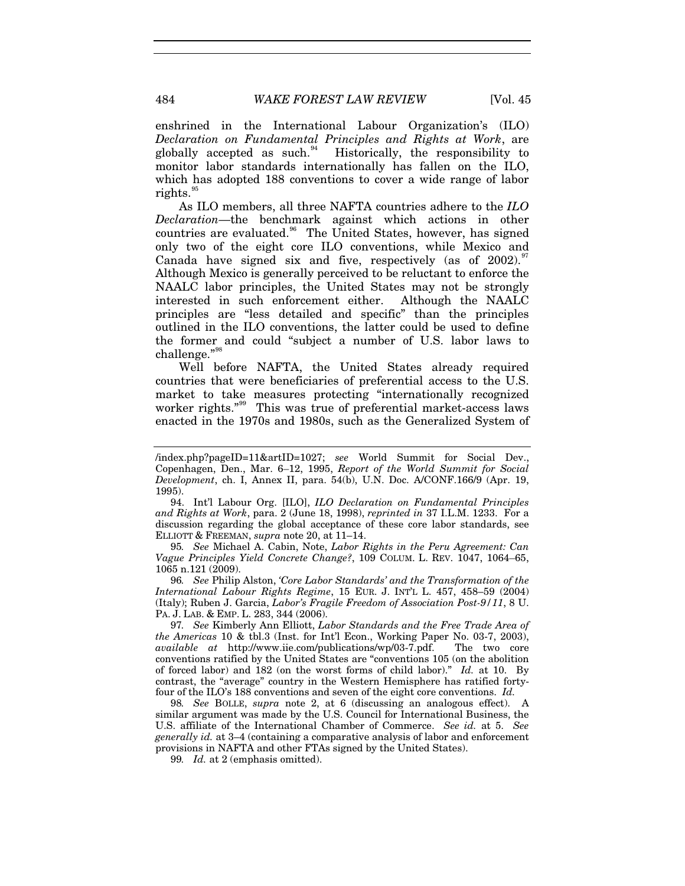enshrined in the International Labour Organization's (ILO) *Declaration on Fundamental Principles and Rights at Work*, are globally accepted as such.[94] Historically, the responsibility to monitor labor standards internationally has fallen on the ILO, which has adopted 188 conventions to cover a wide range of labor rights.[95]

As ILO members, all three NAFTA countries adhere to the *ILO Declaration*—the benchmark against which actions in other countries are evaluated.[96] The United States, however, has signed only two of the eight core ILO conventions, while Mexico and Canada have signed six and five, respectively (as of 2002).[97] Although Mexico is generally perceived to be reluctant to enforce the NAALC labor principles, the United States may not be strongly interested in such enforcement either. Although the NAALC principles are "less detailed and specific" than the principles outlined in the ILO conventions, the latter could be used to define the former and could "subject a number of U.S. labor laws to challenge."[98]

Well before NAFTA, the United States already required countries that were beneficiaries of preferential access to the U.S. market to take measures protecting "internationally recognized worker rights."[99] This was true of preferential market-access laws enacted in the 1970s and 1980s, such as the Generalized System of

---

/index.php?pageID=11&artID=1027; *see* World Summit for Social Dev., Copenhagen, Den., Mar. 6–12, 1995, *Report of the World Summit for Social Development*, ch. I, Annex II, para. 54(b), U.N. Doc. A/CONF.166/9 (Apr. 19, 1995).

94. Int'l Labour Org. [ILO], *ILO Declaration on Fundamental Principles and Rights at Work*, para. 2 (June 18, 1998), *reprinted in* 37 I.L.M. 1233. For a discussion regarding the global acceptance of these core labor standards, see ELLIOTT & FREEMAN, *supra* note 20, at 11–14.

95. *See* Michael A. Cabin, Note, *Labor Rights in the Peru Agreement: Can Vague Principles Yield Concrete Change?*, 109 COLUM. L. REV. 1047, 1064–65, 1065 n.121 (2009).

96. *See* Philip Alston, *'Core Labor Standards' and the Transformation of the International Labour Rights Regime*, 15 EUR. J. INT'L L. 457, 458–59 (2004) (Italy); Ruben J. Garcia, *Labor's Fragile Freedom of Association Post-9/11*, 8 U. PA. J. LAB. & EMP. L. 283, 344 (2006).

97. *See* Kimberly Ann Elliott, *Labor Standards and the Free Trade Area of the Americas* 10 & tbl.3 (Inst. for Int'l Econ., Working Paper No. 03-7, 2003), *available at* http://www.iie.com/publications/wp/03-7.pdf. The two core conventions ratified by the United States are "conventions 105 (on the abolition of forced labor) and 182 (on the worst forms of child labor)." *Id.* at 10. By contrast, the "average" country in the Western Hemisphere has ratified forty-four of the ILO's 188 conventions and seven of the eight core conventions. *Id.*

98. *See* BOLLE, *supra* note 2, at 6 (discussing an analogous effect). A similar argument was made by the U.S. Council for International Business, the U.S. affiliate of the International Chamber of Commerce. *See id.* at 5. *See generally id.* at 3–4 (containing a comparative analysis of labor and enforcement provisions in NAFTA and other FTAs signed by the United States).

99. *Id.* at 2 (emphasis omitted).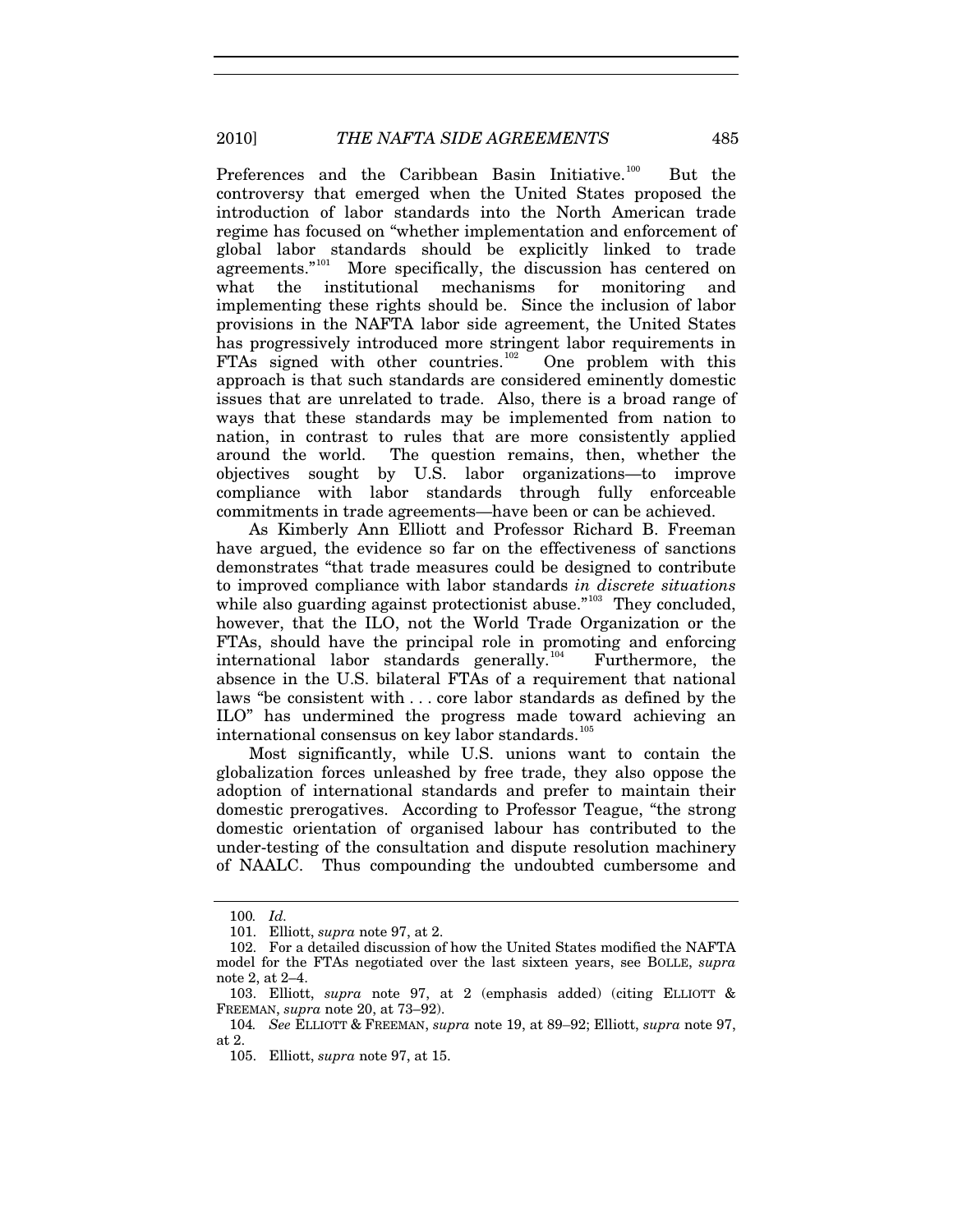Preferences and the Caribbean Basin Initiative.[100] But the controversy that emerged when the United States proposed the introduction of labor standards into the North American trade regime has focused on "whether implementation and enforcement of global labor standards should be explicitly linked to trade agreements."[101] More specifically, the discussion has centered on what the institutional mechanisms for monitoring and implementing these rights should be. Since the inclusion of labor provisions in the NAFTA labor side agreement, the United States has progressively introduced more stringent labor requirements in FTAs signed with other countries.[102] One problem with this approach is that such standards are considered eminently domestic issues that are unrelated to trade. Also, there is a broad range of ways that these standards may be implemented from nation to nation, in contrast to rules that are more consistently applied around the world. The question remains, then, whether the objectives sought by U.S. labor organizations—to improve compliance with labor standards through fully enforceable commitments in trade agreements—have been or can be achieved.

As Kimberly Ann Elliott and Professor Richard B. Freeman have argued, the evidence so far on the effectiveness of sanctions demonstrates "that trade measures could be designed to contribute to improved compliance with labor standards *in discrete situations* while also guarding against protectionist abuse."[103] They concluded, however, that the ILO, not the World Trade Organization or the FTAs, should have the principal role in promoting and enforcing international labor standards generally.[104] Furthermore, the absence in the U.S. bilateral FTAs of a requirement that national laws "be consistent with . . . core labor standards as defined by the ILO" has undermined the progress made toward achieving an international consensus on key labor standards.[105]

Most significantly, while U.S. unions want to contain the globalization forces unleashed by free trade, they also oppose the adoption of international standards and prefer to maintain their domestic prerogatives. According to Professor Teague, "the strong domestic orientation of organised labour has contributed to the under-testing of the consultation and dispute resolution machinery of NAALC. Thus compounding the undoubted cumbersome and

---

100. *Id.*

101. Elliott, *supra* note 97, at 2.

102. For a detailed discussion of how the United States modified the NAFTA model for the FTAs negotiated over the last sixteen years, see BOLLE, *supra* note 2, at 2–4.

103. Elliott, *supra* note 97, at 2 (emphasis added) (citing ELLIOTT & FREEMAN, *supra* note 20, at 73–92).

104. *See* ELLIOTT & FREEMAN, *supra* note 19, at 89–92; Elliott, *supra* note 97, at 2.

105. Elliott, *supra* note 97, at 15.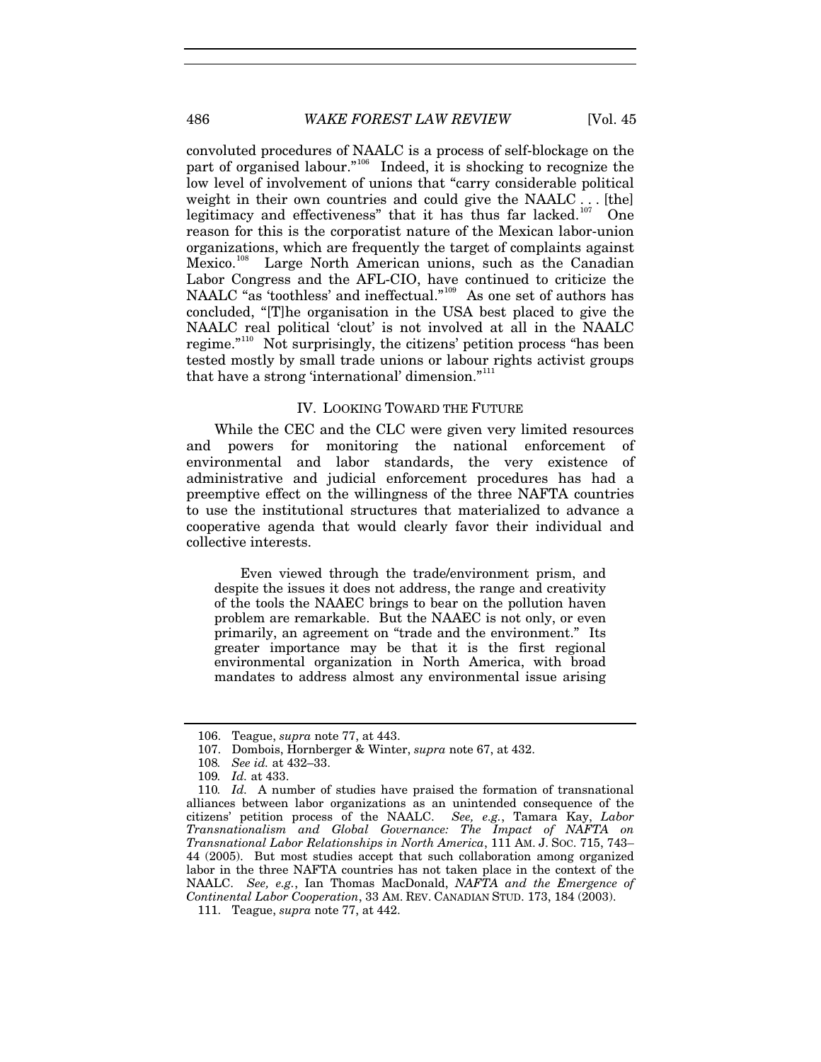convoluted procedures of NAALC is a process of self-blockage on the part of organised labour."[106] Indeed, it is shocking to recognize the low level of involvement of unions that "carry considerable political weight in their own countries and could give the NAALC . . . [the] legitimacy and effectiveness" that it has thus far lacked.[107] One reason for this is the corporatist nature of the Mexican labor-union organizations, which are frequently the target of complaints against Mexico.[108] Large North American unions, such as the Canadian Labor Congress and the AFL-CIO, have continued to criticize the NAALC "as 'toothless' and ineffectual."[109] As one set of authors has concluded, "[T]he organisation in the USA best placed to give the NAALC real political 'clout' is not involved at all in the NAALC regime."[110] Not surprisingly, the citizens' petition process "has been tested mostly by small trade unions or labour rights activist groups that have a strong 'international' dimension."[111]

## IV. LOOKING TOWARD THE FUTURE

While the CEC and the CLC were given very limited resources and powers for monitoring the national enforcement of environmental and labor standards, the very existence of administrative and judicial enforcement procedures has had a preemptive effect on the willingness of the three NAFTA countries to use the institutional structures that materialized to advance a cooperative agenda that would clearly favor their individual and collective interests.

> Even viewed through the trade/environment prism, and despite the issues it does not address, the range and creativity of the tools the NAAEC brings to bear on the pollution haven problem are remarkable. But the NAAEC is not only, or even primarily, an agreement on "trade and the environment." Its greater importance may be that it is the first regional environmental organization in North America, with broad mandates to address almost any environmental issue arising

---

106. Teague, *supra* note 77, at 443.

107. Dombois, Hornberger & Winter, *supra* note 67, at 432.

108. *See id.* at 432–33.

109. *Id.* at 433.

110. *Id.* A number of studies have praised the formation of transnational alliances between labor organizations as an unintended consequence of the citizens' petition process of the NAALC. *See, e.g.*, Tamara Kay, *Labor Transnationalism and Global Governance: The Impact of NAFTA on Transnational Labor Relationships in North America*, 111 AM. J. SOC. 715, 743–44 (2005). But most studies accept that such collaboration among organized labor in the three NAFTA countries has not taken place in the context of the NAALC. *See, e.g.*, Ian Thomas MacDonald, *NAFTA and the Emergence of Continental Labor Cooperation*, 33 AM. REV. CANADIAN STUD. 173, 184 (2003).

111. Teague, *supra* note 77, at 442.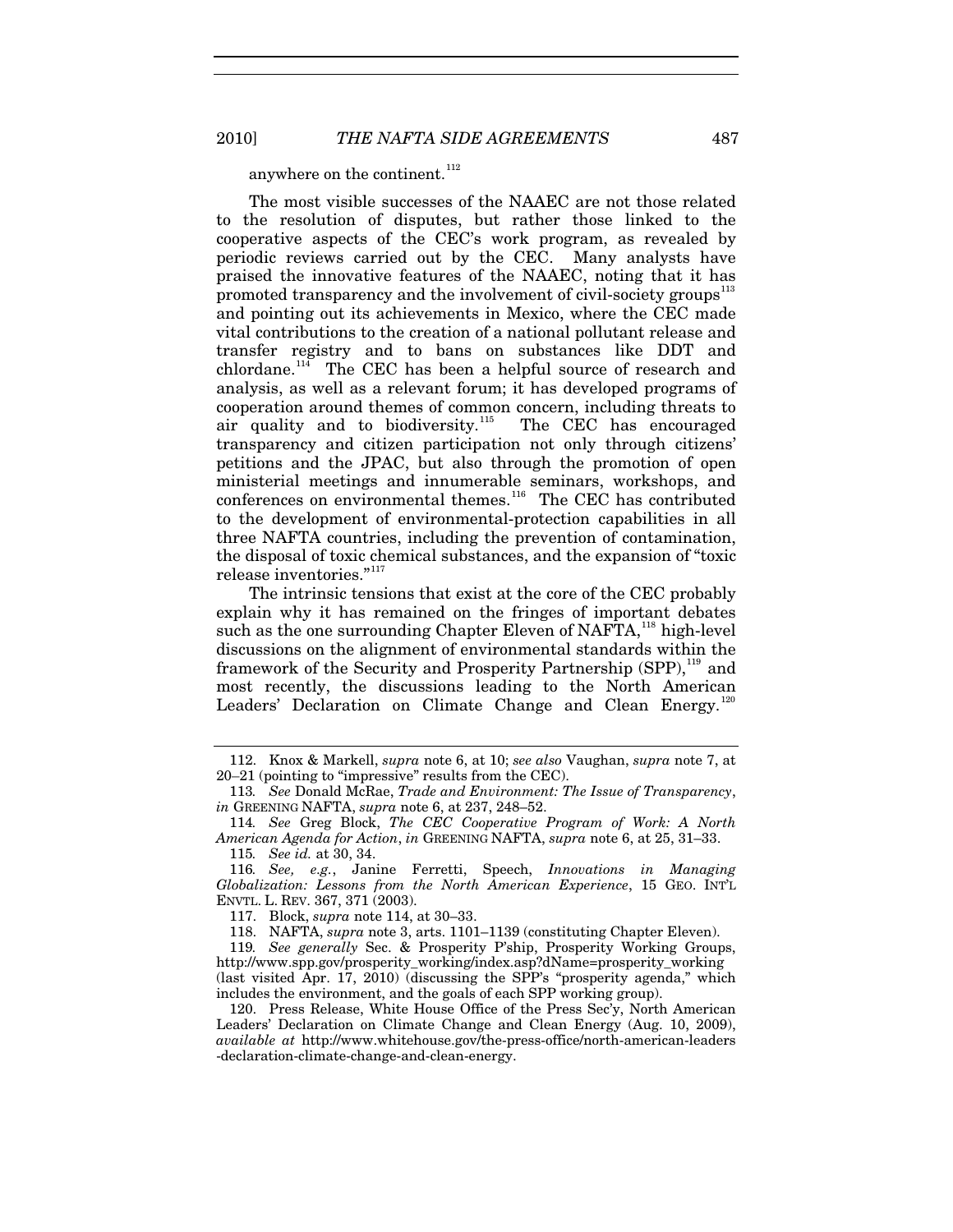anywhere on the continent.[112]

The most visible successes of the NAAEC are not those related to the resolution of disputes, but rather those linked to the cooperative aspects of the CEC's work program, as revealed by periodic reviews carried out by the CEC. Many analysts have praised the innovative features of the NAAEC, noting that it has promoted transparency and the involvement of civil-society groups[113] and pointing out its achievements in Mexico, where the CEC made vital contributions to the creation of a national pollutant release and transfer registry and to bans on substances like DDT and chlordane.[114] The CEC has been a helpful source of research and analysis, as well as a relevant forum; it has developed programs of cooperation around themes of common concern, including threats to air quality and to biodiversity.[115] The CEC has encouraged transparency and citizen participation not only through citizens' petitions and the JPAC, but also through the promotion of open ministerial meetings and innumerable seminars, workshops, and conferences on environmental themes.[116] The CEC has contributed to the development of environmental-protection capabilities in all three NAFTA countries, including the prevention of contamination, the disposal of toxic chemical substances, and the expansion of "toxic release inventories."[117]

The intrinsic tensions that exist at the core of the CEC probably explain why it has remained on the fringes of important debates such as the one surrounding Chapter Eleven of NAFTA,[118] high-level discussions on the alignment of environmental standards within the framework of the Security and Prosperity Partnership (SPP),[119] and most recently, the discussions leading to the North American Leaders' Declaration on Climate Change and Clean Energy.[120]

---

112. Knox & Markell, *supra* note 6, at 10; *see also* Vaughan, *supra* note 7, at 20–21 (pointing to "impressive" results from the CEC).

113. *See* Donald McRae, *Trade and Environment: The Issue of Transparency*, *in* GREENING NAFTA, *supra* note 6, at 237, 248–52.

114. *See* Greg Block, *The CEC Cooperative Program of Work: A North American Agenda for Action*, *in* GREENING NAFTA, *supra* note 6, at 25, 31–33.

115. *See id.* at 30, 34.

116. *See, e.g.*, Janine Ferretti, Speech, *Innovations in Managing Globalization: Lessons from the North American Experience*, 15 GEO. INT'L ENVTL. L. REV. 367, 371 (2003).

117. Block, *supra* note 114, at 30–33.

118. NAFTA, *supra* note 3, arts. 1101–1139 (constituting Chapter Eleven).

119. *See generally* Sec. & Prosperity P'ship, Prosperity Working Groups, http://www.spp.gov/prosperity_working/index.asp?dName=prosperity_working (last visited Apr. 17, 2010) (discussing the SPP's "prosperity agenda," which includes the environment, and the goals of each SPP working group).

120. Press Release, White House Office of the Press Sec'y, North American Leaders' Declaration on Climate Change and Clean Energy (Aug. 10, 2009), *available at* http://www.whitehouse.gov/the-press-office/north-american-leaders-declaration-climate-change-and-clean-energy.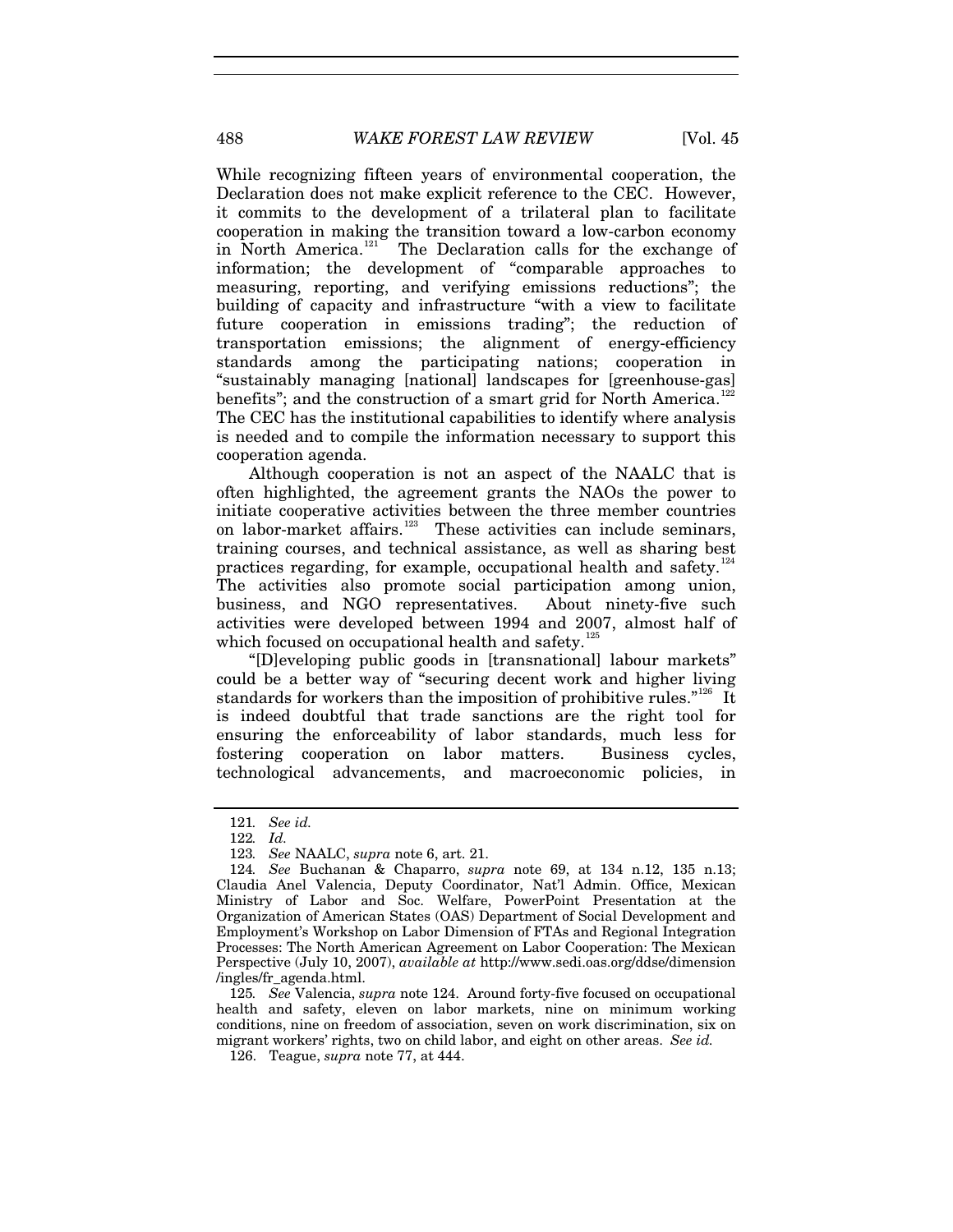While recognizing fifteen years of environmental cooperation, the Declaration does not make explicit reference to the CEC. However, it commits to the development of a trilateral plan to facilitate cooperation in making the transition toward a low-carbon economy in North America.[121] The Declaration calls for the exchange of information; the development of "comparable approaches to measuring, reporting, and verifying emissions reductions"; the building of capacity and infrastructure "with a view to facilitate future cooperation in emissions trading"; the reduction of transportation emissions; the alignment of energy-efficiency standards among the participating nations; cooperation in "sustainably managing [national] landscapes for [greenhouse-gas] benefits"; and the construction of a smart grid for North America.[122] The CEC has the institutional capabilities to identify where analysis is needed and to compile the information necessary to support this cooperation agenda.

Although cooperation is not an aspect of the NAALC that is often highlighted, the agreement grants the NAOs the power to initiate cooperative activities between the three member countries on labor-market affairs.[123] These activities can include seminars, training courses, and technical assistance, as well as sharing best practices regarding, for example, occupational health and safety.[124] The activities also promote social participation among union, business, and NGO representatives. About ninety-five such activities were developed between 1994 and 2007, almost half of which focused on occupational health and safety.[125]

"[D]eveloping public goods in [transnational] labour markets" could be a better way of "securing decent work and higher living standards for workers than the imposition of prohibitive rules."[126] It is indeed doubtful that trade sanctions are the right tool for ensuring the enforceability of labor standards, much less for fostering cooperation on labor matters. Business cycles, technological advancements, and macroeconomic policies, in

---

121. *See id.*

122. *Id.*

123. *See* NAALC, *supra* note 6, art. 21.

124. *See* Buchanan & Chaparro, *supra* note 69, at 134 n.12, 135 n.13; Claudia Anel Valencia, Deputy Coordinator, Nat'l Admin. Office, Mexican Ministry of Labor and Soc. Welfare, PowerPoint Presentation at the Organization of American States (OAS) Department of Social Development and Employment's Workshop on Labor Dimension of FTAs and Regional Integration Processes: The North American Agreement on Labor Cooperation: The Mexican Perspective (July 10, 2007), *available at* http://www.sedi.oas.org/ddse/dimension/ingles/fr_agenda.html.

125. *See* Valencia, *supra* note 124. Around forty-five focused on occupational health and safety, eleven on labor markets, nine on minimum working conditions, nine on freedom of association, seven on work discrimination, six on migrant workers' rights, two on child labor, and eight on other areas. *See id.*

126. Teague, *supra* note 77, at 444.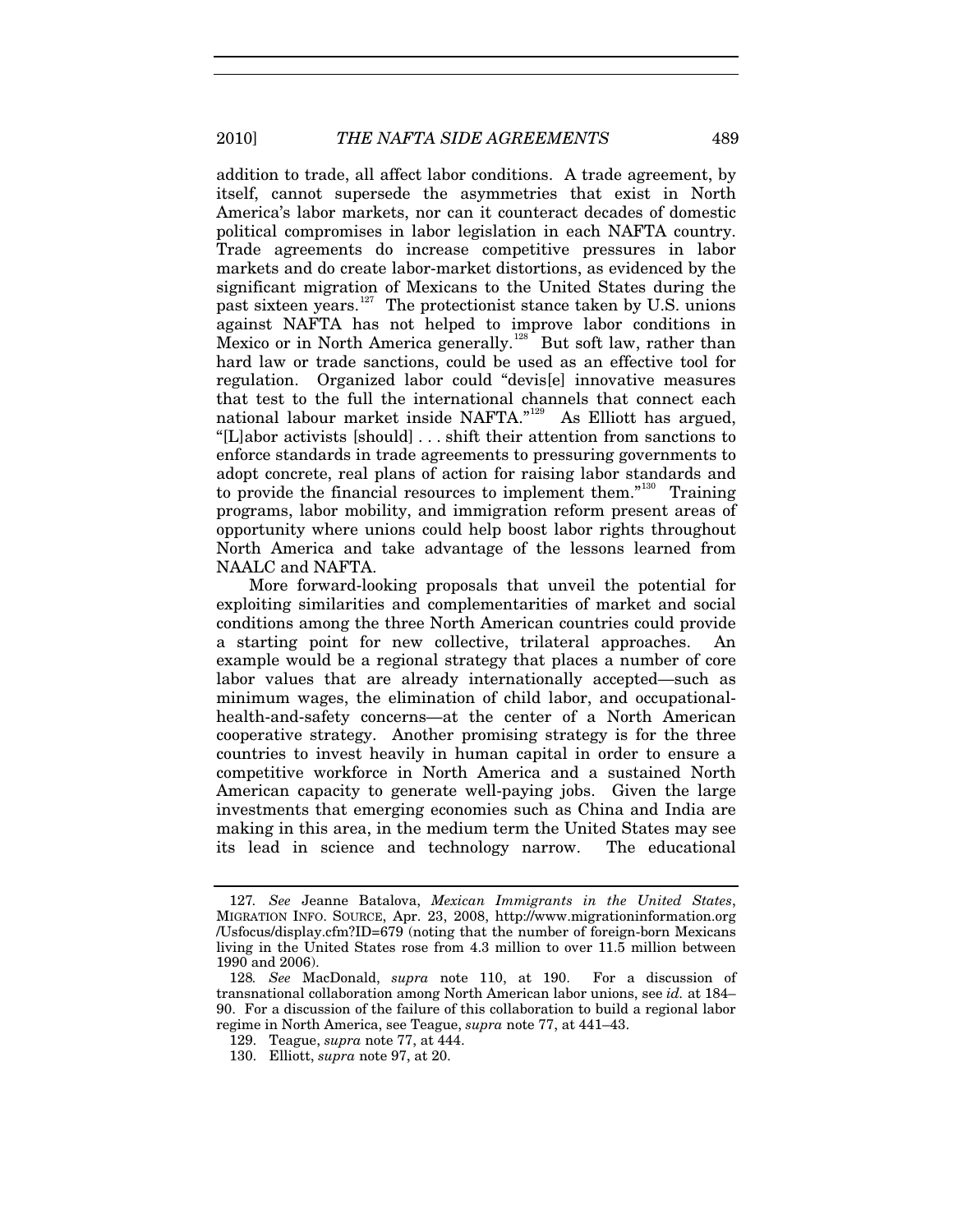addition to trade, all affect labor conditions. A trade agreement, by itself, cannot supersede the asymmetries that exist in North America's labor markets, nor can it counteract decades of domestic political compromises in labor legislation in each NAFTA country. Trade agreements do increase competitive pressures in labor markets and do create labor-market distortions, as evidenced by the significant migration of Mexicans to the United States during the past sixteen years.[127] The protectionist stance taken by U.S. unions against NAFTA has not helped to improve labor conditions in Mexico or in North America generally.[128] But soft law, rather than hard law or trade sanctions, could be used as an effective tool for regulation. Organized labor could "devis[e] innovative measures that test to the full the international channels that connect each national labour market inside NAFTA."[129] As Elliott has argued, "[L]abor activists [should] . . . shift their attention from sanctions to enforce standards in trade agreements to pressuring governments to adopt concrete, real plans of action for raising labor standards and to provide the financial resources to implement them."[130] Training programs, labor mobility, and immigration reform present areas of opportunity where unions could help boost labor rights throughout North America and take advantage of the lessons learned from NAALC and NAFTA.

More forward-looking proposals that unveil the potential for exploiting similarities and complementarities of market and social conditions among the three North American countries could provide a starting point for new collective, trilateral approaches. An example would be a regional strategy that places a number of core labor values that are already internationally accepted—such as minimum wages, the elimination of child labor, and occupational-health-and-safety concerns—at the center of a North American cooperative strategy. Another promising strategy is for the three countries to invest heavily in human capital in order to ensure a competitive workforce in North America and a sustained North American capacity to generate well-paying jobs. Given the large investments that emerging economies such as China and India are making in this area, in the medium term the United States may see its lead in science and technology narrow. The educational

---

127. *See* Jeanne Batalova, *Mexican Immigrants in the United States*, MIGRATION INFO. SOURCE, Apr. 23, 2008, http://www.migrationinformation.org/Usfocus/display.cfm?ID=679 (noting that the number of foreign-born Mexicans living in the United States rose from 4.3 million to over 11.5 million between 1990 and 2006).

128. *See* MacDonald, *supra* note 110, at 190. For a discussion of transnational collaboration among North American labor unions, see *id.* at 184–90. For a discussion of the failure of this collaboration to build a regional labor regime in North America, see Teague, *supra* note 77, at 441–43.

129. Teague, *supra* note 77, at 444.

130. Elliott, *supra* note 97, at 20.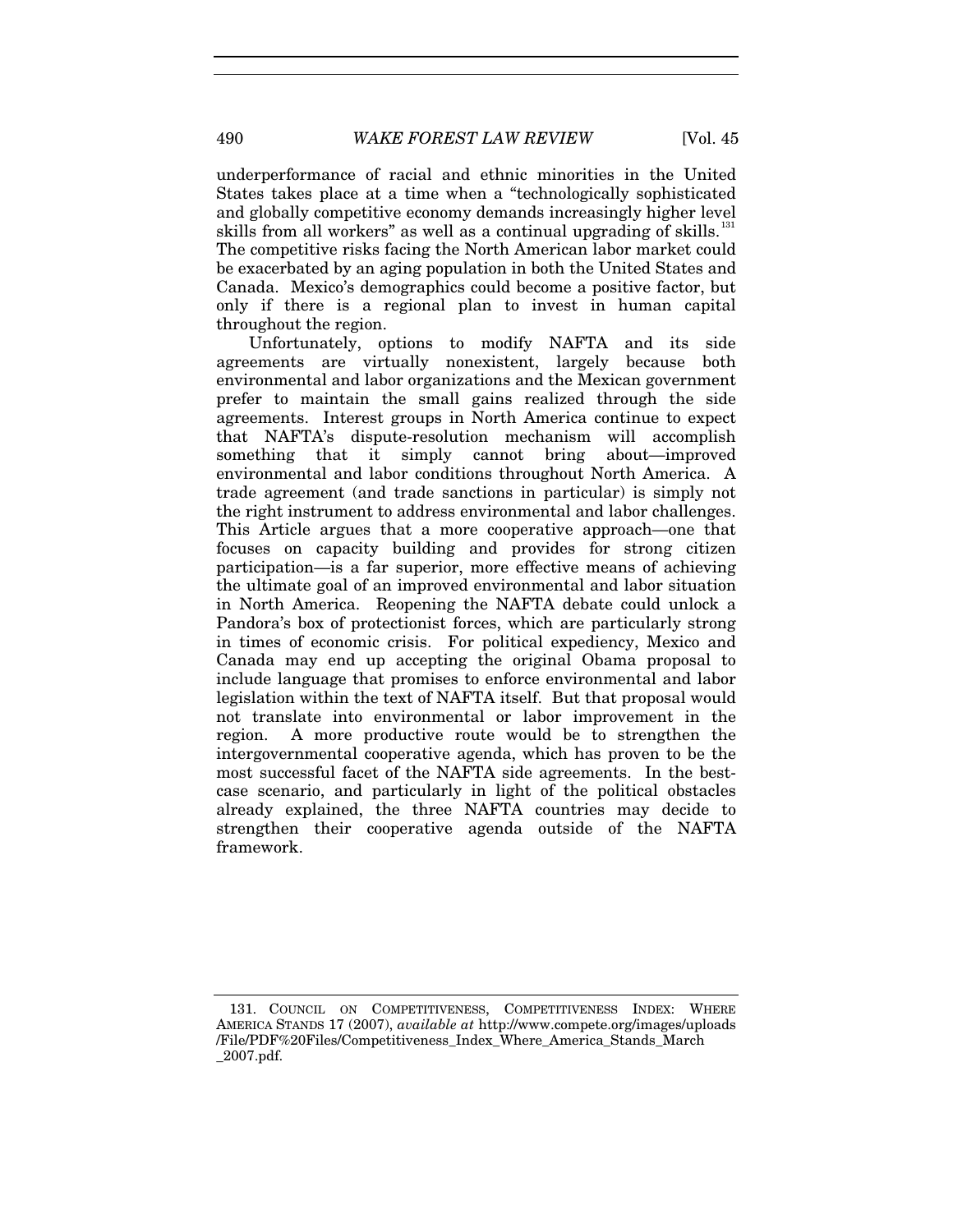underperformance of racial and ethnic minorities in the United States takes place at a time when a "technologically sophisticated and globally competitive economy demands increasingly higher level skills from all workers" as well as a continual upgrading of skills.[131] The competitive risks facing the North American labor market could be exacerbated by an aging population in both the United States and Canada. Mexico's demographics could become a positive factor, but only if there is a regional plan to invest in human capital throughout the region.

Unfortunately, options to modify NAFTA and its side agreements are virtually nonexistent, largely because both environmental and labor organizations and the Mexican government prefer to maintain the small gains realized through the side agreements. Interest groups in North America continue to expect that NAFTA's dispute-resolution mechanism will accomplish something that it simply cannot bring about—improved environmental and labor conditions throughout North America. A trade agreement (and trade sanctions in particular) is simply not the right instrument to address environmental and labor challenges. This Article argues that a more cooperative approach—one that focuses on capacity building and provides for strong citizen participation—is a far superior, more effective means of achieving the ultimate goal of an improved environmental and labor situation in North America. Reopening the NAFTA debate could unlock a Pandora's box of protectionist forces, which are particularly strong in times of economic crisis. For political expediency, Mexico and Canada may end up accepting the original Obama proposal to include language that promises to enforce environmental and labor legislation within the text of NAFTA itself. But that proposal would not translate into environmental or labor improvement in the region. A more productive route would be to strengthen the intergovernmental cooperative agenda, which has proven to be the most successful facet of the NAFTA side agreements. In the best-case scenario, and particularly in light of the political obstacles already explained, the three NAFTA countries may decide to strengthen their cooperative agenda outside of the NAFTA framework.

---

131. COUNCIL ON COMPETITIVENESS, COMPETITIVENESS INDEX: WHERE AMERICA STANDS 17 (2007), *available at* http://www.compete.org/images/uploads/File/PDF%20Files/Competitiveness_Index_Where_America_Stands_March_2007.pdf.